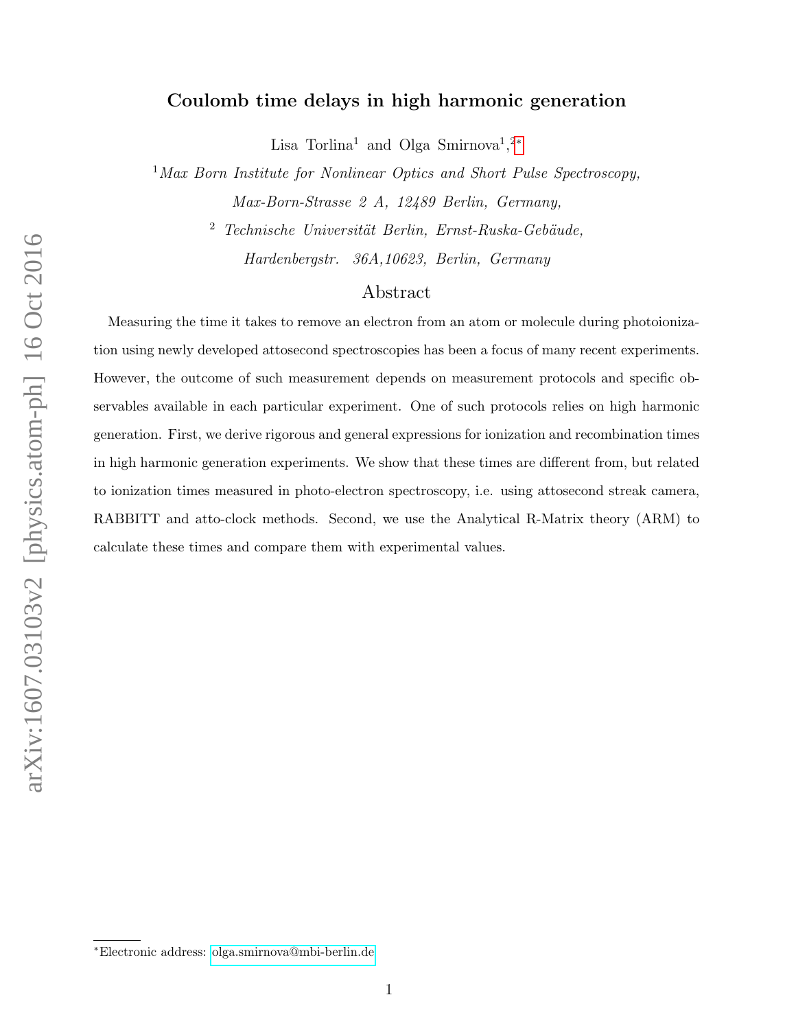# Coulomb time delays in high harmonic generation

Lisa Torlina[1] and Olga Smirnova[1,2*]

[1] *Max Born Institute for Nonlinear Optics and Short Pulse Spectroscopy, Max-Born-Strasse 2 A, 12489 Berlin, Germany,*

[2] *Technische Universität Berlin, Ernst-Ruska-Gebäude, Hardenbergstr. 36A,10623, Berlin, Germany*

## Abstract

Measuring the time it takes to remove an electron from an atom or molecule during photoionization using newly developed attosecond spectroscopies has been a focus of many recent experiments. However, the outcome of such measurement depends on measurement protocols and specific observables available in each particular experiment. One of such protocols relies on high harmonic generation. First, we derive rigorous and general expressions for ionization and recombination times in high harmonic generation experiments. We show that these times are different from, but related to ionization times measured in photo-electron spectroscopy, i.e. using attosecond streak camera, RABBITT and atto-clock methods. Second, we use the Analytical R-Matrix theory (ARM) to calculate these times and compare them with experimental values.

---

*Electronic address: olga.smirnova@mbi-berlin.de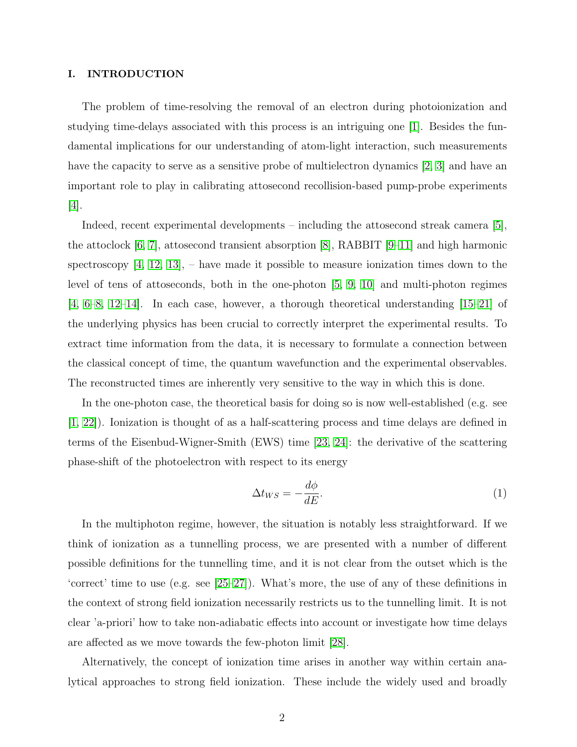## I. INTRODUCTION

The problem of time-resolving the removal of an electron during photoionization and studying time-delays associated with this process is an intriguing one [1]. Besides the fundamental implications for our understanding of atom-light interaction, such measurements have the capacity to serve as a sensitive probe of multielectron dynamics [2, 3] and have an important role to play in calibrating attosecond recollision-based pump-probe experiments [4].

Indeed, recent experimental developments – including the attosecond streak camera [5], the attoclock [6, 7], attosecond transient absorption [8], RABBIT [9–11] and high harmonic spectroscopy [4, 12, 13], – have made it possible to measure ionization times down to the level of tens of attoseconds, both in the one-photon [5, 9, 10] and multi-photon regimes [4, 6–8, 12–14]. In each case, however, a thorough theoretical understanding [15–21] of the underlying physics has been crucial to correctly interpret the experimental results. To extract time information from the data, it is necessary to formulate a connection between the classical concept of time, the quantum wavefunction and the experimental observables. The reconstructed times are inherently very sensitive to the way in which this is done.

In the one-photon case, the theoretical basis for doing so is now well-established (e.g. see [1, 22]). Ionization is thought of as a half-scattering process and time delays are defined in terms of the Eisenbud-Wigner-Smith (EWS) time [23, 24]: the derivative of the scattering phase-shift of the photoelectron with respect to its energy

$$\Delta t_{WS} = -\frac{d\phi}{dE}. \tag{1}$$

In the multiphoton regime, however, the situation is notably less straightforward. If we think of ionization as a tunnelling process, we are presented with a number of different possible definitions for the tunnelling time, and it is not clear from the outset which is the 'correct' time to use (e.g. see [25–27]). What's more, the use of any of these definitions in the context of strong field ionization necessarily restricts us to the tunnelling limit. It is not clear 'a-priori' how to take non-adiabatic effects into account or investigate how time delays are affected as we move towards the few-photon limit [28].

Alternatively, the concept of ionization time arises in another way within certain analytical approaches to strong field ionization. These include the widely used and broadly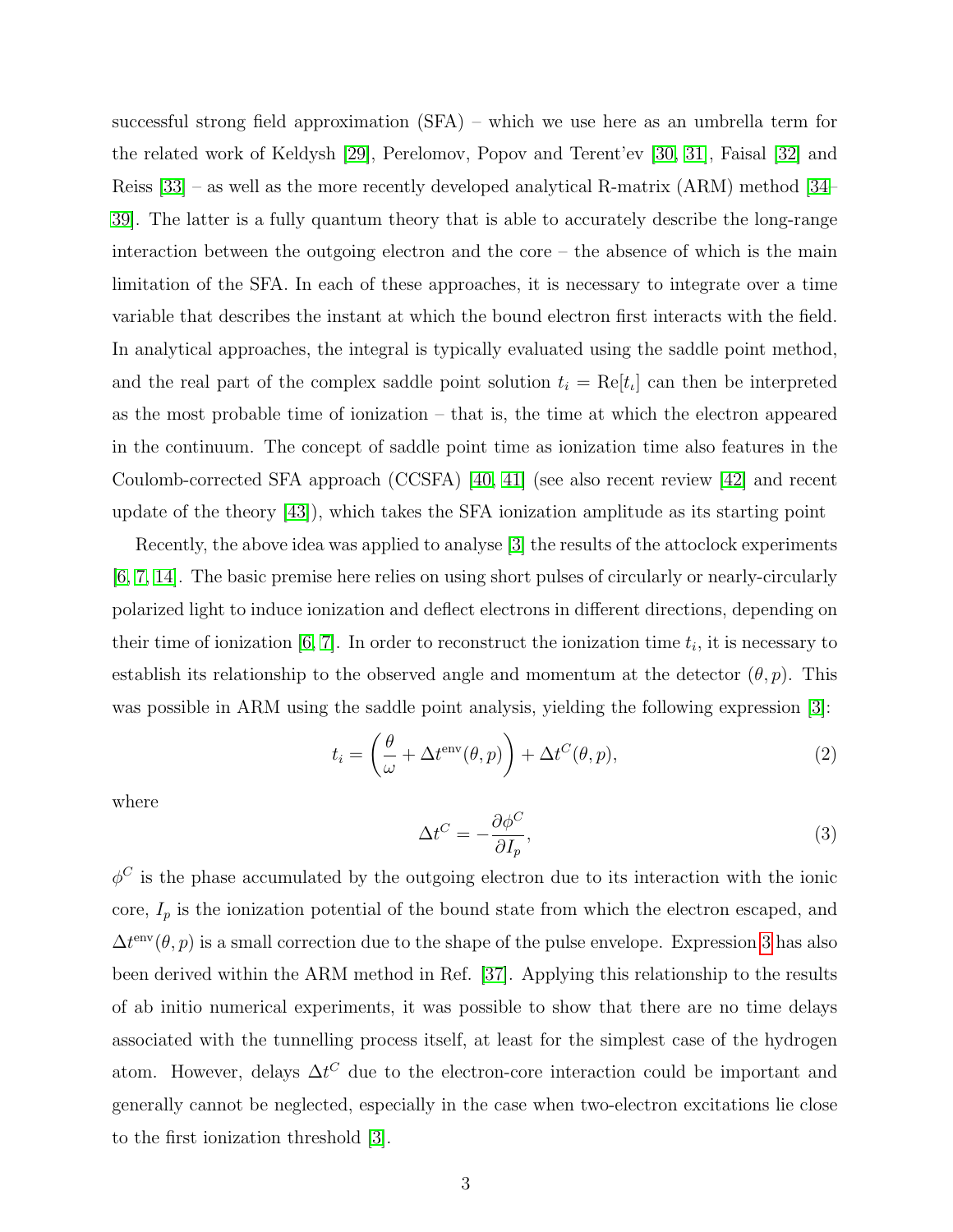successful strong field approximation (SFA) – which we use here as an umbrella term for the related work of Keldysh [29], Perelomov, Popov and Terent'ev [30, 31], Faisal [32] and Reiss [33] – as well as the more recently developed analytical R-matrix (ARM) method [34–39]. The latter is a fully quantum theory that is able to accurately describe the long-range interaction between the outgoing electron and the core – the absence of which is the main limitation of the SFA. In each of these approaches, it is necessary to integrate over a time variable that describes the instant at which the bound electron first interacts with the field. In analytical approaches, the integral is typically evaluated using the saddle point method, and the real part of the complex saddle point solution $t_i = \mathrm{Re}[t_\iota]$ can then be interpreted as the most probable time of ionization – that is, the time at which the electron appeared in the continuum. The concept of saddle point time as ionization time also features in the Coulomb-corrected SFA approach (CCSFA) [40, 41] (see also recent review [42] and recent update of the theory [43]), which takes the SFA ionization amplitude as its starting point

Recently, the above idea was applied to analyse [3] the results of the attoclock experiments [6, 7, 14]. The basic premise here relies on using short pulses of circularly or nearly-circularly polarized light to induce ionization and deflect electrons in different directions, depending on their time of ionization [6, 7]. In order to reconstruct the ionization time $t_i$, it is necessary to establish its relationship to the observed angle and momentum at the detector $(\theta, p)$. This was possible in ARM using the saddle point analysis, yielding the following expression [3]:

$$t_i = \left(\frac{\theta}{\omega} + \Delta t^{\mathrm{env}}(\theta, p)\right) + \Delta t^C(\theta, p), \tag{2}$$

where

$$\Delta t^C = -\frac{\partial \phi^C}{\partial I_p}, \tag{3}$$

$\phi^C$ is the phase accumulated by the outgoing electron due to its interaction with the ionic core, $I_p$ is the ionization potential of the bound state from which the electron escaped, and $\Delta t^{\mathrm{env}}(\theta, p)$ is a small correction due to the shape of the pulse envelope. Expression 3 has also been derived within the ARM method in Ref. [37]. Applying this relationship to the results of ab initio numerical experiments, it was possible to show that there are no time delays associated with the tunnelling process itself, at least for the simplest case of the hydrogen atom. However, delays $\Delta t^C$ due to the electron-core interaction could be important and generally cannot be neglected, especially in the case when two-electron excitations lie close to the first ionization threshold [3].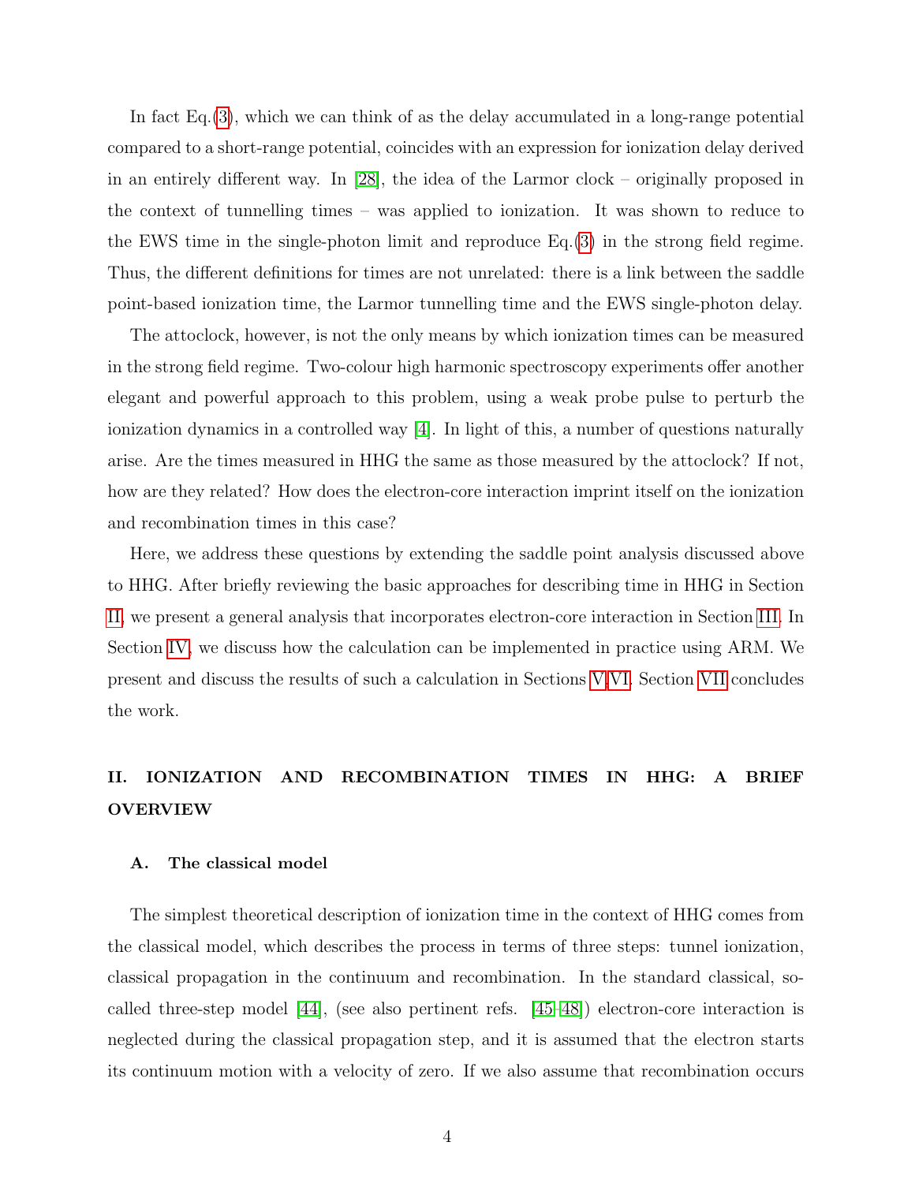In fact Eq.(3), which we can think of as the delay accumulated in a long-range potential compared to a short-range potential, coincides with an expression for ionization delay derived in an entirely different way. In [28], the idea of the Larmor clock – originally proposed in the context of tunnelling times – was applied to ionization. It was shown to reduce to the EWS time in the single-photon limit and reproduce Eq.(3) in the strong field regime. Thus, the different definitions for times are not unrelated: there is a link between the saddle point-based ionization time, the Larmor tunnelling time and the EWS single-photon delay.

The attoclock, however, is not the only means by which ionization times can be measured in the strong field regime. Two-colour high harmonic spectroscopy experiments offer another elegant and powerful approach to this problem, using a weak probe pulse to perturb the ionization dynamics in a controlled way [4]. In light of this, a number of questions naturally arise. Are the times measured in HHG the same as those measured by the attoclock? If not, how are they related? How does the electron-core interaction imprint itself on the ionization and recombination times in this case?

Here, we address these questions by extending the saddle point analysis discussed above to HHG. After briefly reviewing the basic approaches for describing time in HHG in Section II, we present a general analysis that incorporates electron-core interaction in Section III. In Section IV, we discuss how the calculation can be implemented in practice using ARM. We present and discuss the results of such a calculation in Sections V,VI. Section VII concludes the work.

## II. IONIZATION AND RECOMBINATION TIMES IN HHG: A BRIEF OVERVIEW

### A. The classical model

The simplest theoretical description of ionization time in the context of HHG comes from the classical model, which describes the process in terms of three steps: tunnel ionization, classical propagation in the continuum and recombination. In the standard classical, so-called three-step model [44], (see also pertinent refs. [45–48]) electron-core interaction is neglected during the classical propagation step, and it is assumed that the electron starts its continuum motion with a velocity of zero. If we also assume that recombination occurs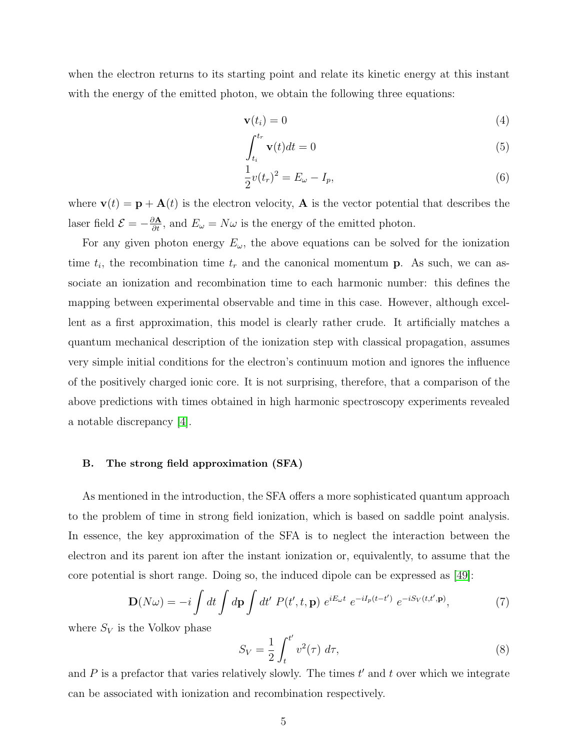when the electron returns to its starting point and relate its kinetic energy at this instant with the energy of the emitted photon, we obtain the following three equations:

$$\mathbf{v}(t_i) = 0 \tag{4}$$

$$\int_{t_i}^{t_r} \mathbf{v}(t)dt = 0 \tag{5}$$

$$\frac{1}{2}v(t_r)^2 = E_\omega - I_p, \tag{6}$$

where $\mathbf{v}(t) = \mathbf{p} + \mathbf{A}(t)$ is the electron velocity, $\mathbf{A}$ is the vector potential that describes the laser field $\mathcal{E} = -\frac{\partial \mathbf{A}}{\partial t}$, and $E_\omega = N\omega$ is the energy of the emitted photon.

For any given photon energy $E_\omega$, the above equations can be solved for the ionization time $t_i$, the recombination time $t_r$ and the canonical momentum $\mathbf{p}$. As such, we can associate an ionization and recombination time to each harmonic number: this defines the mapping between experimental observable and time in this case. However, although excellent as a first approximation, this model is clearly rather crude. It artificially matches a quantum mechanical description of the ionization step with classical propagation, assumes very simple initial conditions for the electron's continuum motion and ignores the influence of the positively charged ionic core. It is not surprising, therefore, that a comparison of the above predictions with times obtained in high harmonic spectroscopy experiments revealed a notable discrepancy [4].

### B. The strong field approximation (SFA)

As mentioned in the introduction, the SFA offers a more sophisticated quantum approach to the problem of time in strong field ionization, which is based on saddle point analysis. In essence, the key approximation of the SFA is to neglect the interaction between the electron and its parent ion after the instant ionization or, equivalently, to assume that the core potential is short range. Doing so, the induced dipole can be expressed as [49]:

$$\mathbf{D}(N\omega) = -i \int dt \int d\mathbf{p} \int dt' \; P(t', t, \mathbf{p}) \; e^{iE_\omega t} \; e^{-iI_p(t-t')} \; e^{-iS_V(t,t',\mathbf{p})}, \tag{7}$$

where $S_V$ is the Volkov phase

$$S_V = \frac{1}{2} \int_t^{t'} v^2(\tau) \; d\tau, \tag{8}$$

and $P$ is a prefactor that varies relatively slowly. The times $t'$ and $t$ over which we integrate can be associated with ionization and recombination respectively.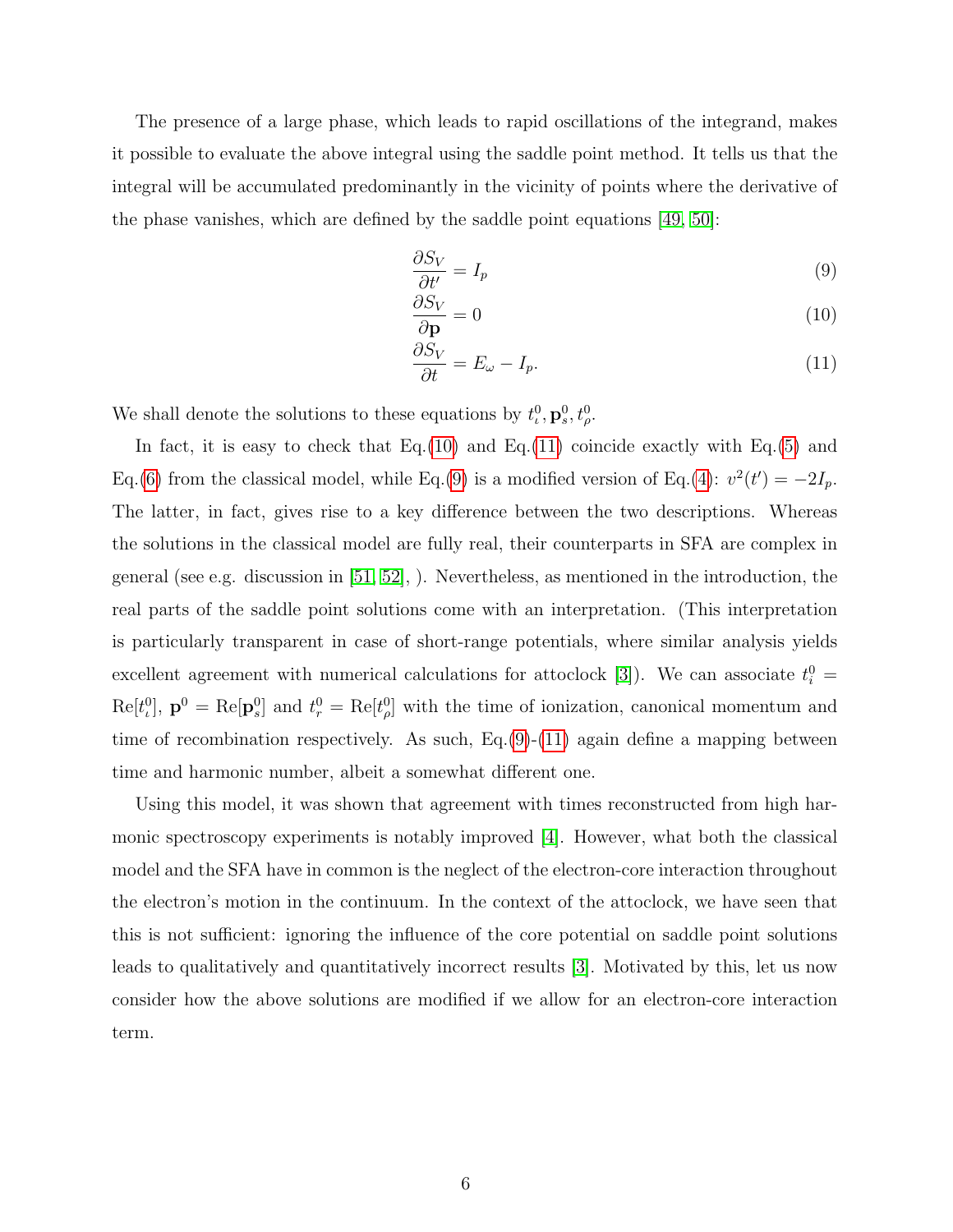The presence of a large phase, which leads to rapid oscillations of the integrand, makes it possible to evaluate the above integral using the saddle point method. It tells us that the integral will be accumulated predominantly in the vicinity of points where the derivative of the phase vanishes, which are defined by the saddle point equations [49, 50]:

$$\frac{\partial S_V}{\partial t'} = I_p \tag{9}$$

$$\frac{\partial S_V}{\partial \mathbf{p}} = 0 \tag{10}$$

$$\frac{\partial S_V}{\partial t} = E_\omega - I_p. \tag{11}$$

We shall denote the solutions to these equations by $t_\iota^0, \mathbf{p}_s^0, t_\rho^0$.

In fact, it is easy to check that Eq.(10) and Eq.(11) coincide exactly with Eq.(5) and Eq.(6) from the classical model, while Eq.(9) is a modified version of Eq.(4): $v^2(t') = -2I_p$. The latter, in fact, gives rise to a key difference between the two descriptions. Whereas the solutions in the classical model are fully real, their counterparts in SFA are complex in general (see e.g. discussion in [51, 52], ). Nevertheless, as mentioned in the introduction, the real parts of the saddle point solutions come with an interpretation. (This interpretation is particularly transparent in case of short-range potentials, where similar analysis yields excellent agreement with numerical calculations for attoclock [3]). We can associate $t_i^0 = \mathrm{Re}[t_\iota^0]$, $\mathbf{p}^0 = \mathrm{Re}[\mathbf{p}_s^0]$ and $t_r^0 = \mathrm{Re}[t_\rho^0]$ with the time of ionization, canonical momentum and time of recombination respectively. As such, Eq.(9)-(11) again define a mapping between time and harmonic number, albeit a somewhat different one.

Using this model, it was shown that agreement with times reconstructed from high harmonic spectroscopy experiments is notably improved [4]. However, what both the classical model and the SFA have in common is the neglect of the electron-core interaction throughout the electron's motion in the continuum. In the context of the attoclock, we have seen that this is not sufficient: ignoring the influence of the core potential on saddle point solutions leads to qualitatively and quantitatively incorrect results [3]. Motivated by this, let us now consider how the above solutions are modified if we allow for an electron-core interaction term.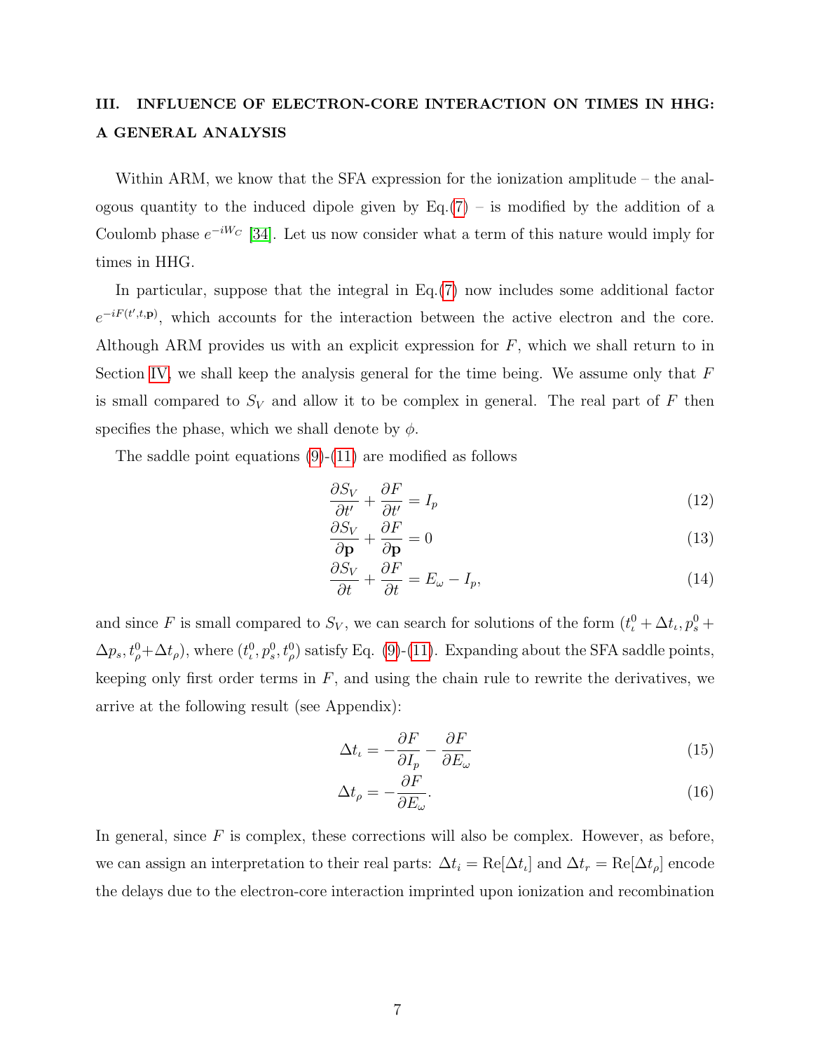## III. INFLUENCE OF ELECTRON-CORE INTERACTION ON TIMES IN HHG: A GENERAL ANALYSIS

Within ARM, we know that the SFA expression for the ionization amplitude – the analogous quantity to the induced dipole given by Eq.(7) – is modified by the addition of a Coulomb phase $e^{-iW_C}$ [34]. Let us now consider what a term of this nature would imply for times in HHG.

In particular, suppose that the integral in Eq.(7) now includes some additional factor $e^{-iF(t',t,\mathbf{p})}$, which accounts for the interaction between the active electron and the core. Although ARM provides us with an explicit expression for $F$, which we shall return to in Section IV, we shall keep the analysis general for the time being. We assume only that $F$ is small compared to $S_V$ and allow it to be complex in general. The real part of $F$ then specifies the phase, which we shall denote by $\phi$.

The saddle point equations (9)-(11) are modified as follows

$$\frac{\partial S_V}{\partial t'} + \frac{\partial F}{\partial t'} = I_p \tag{12}$$

$$\frac{\partial S_V}{\partial \mathbf{p}} + \frac{\partial F}{\partial \mathbf{p}} = 0 \tag{13}$$

$$\frac{\partial S_V}{\partial t} + \frac{\partial F}{\partial t} = E_\omega - I_p, \tag{14}$$

and since $F$ is small compared to $S_V$, we can search for solutions of the form $(t_\iota^0 + \Delta t_\iota, p_s^0 + \Delta p_s, t_\rho^0 + \Delta t_\rho)$, where $(t_\iota^0, p_s^0, t_\rho^0)$ satisfy Eq. (9)-(11). Expanding about the SFA saddle points, keeping only first order terms in $F$, and using the chain rule to rewrite the derivatives, we arrive at the following result (see Appendix):

$$\Delta t_\iota = -\frac{\partial F}{\partial I_p} - \frac{\partial F}{\partial E_\omega} \tag{15}$$

$$\Delta t_\rho = -\frac{\partial F}{\partial E_\omega}. \tag{16}$$

In general, since $F$ is complex, these corrections will also be complex. However, as before, we can assign an interpretation to their real parts: $\Delta t_i = \mathrm{Re}[\Delta t_\iota]$ and $\Delta t_r = \mathrm{Re}[\Delta t_\rho]$ encode the delays due to the electron-core interaction imprinted upon ionization and recombination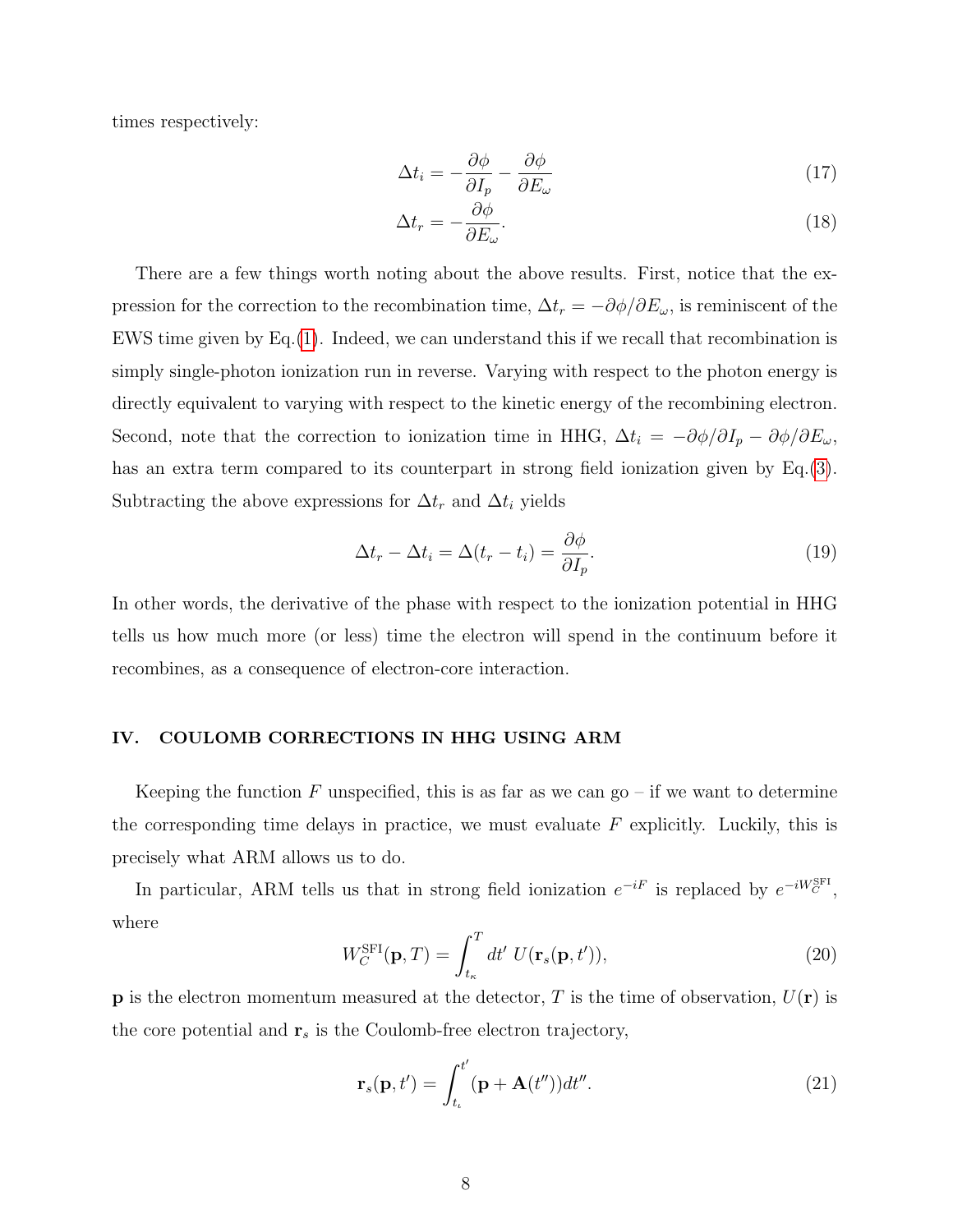times respectively:

$$\Delta t_i = -\frac{\partial \phi}{\partial I_p} - \frac{\partial \phi}{\partial E_\omega} \tag{17}$$

$$\Delta t_r = -\frac{\partial \phi}{\partial E_\omega}. \tag{18}$$

There are a few things worth noting about the above results. First, notice that the expression for the correction to the recombination time, $\Delta t_r = -\partial\phi/\partial E_\omega$, is reminiscent of the EWS time given by Eq.(1). Indeed, we can understand this if we recall that recombination is simply single-photon ionization run in reverse. Varying with respect to the photon energy is directly equivalent to varying with respect to the kinetic energy of the recombining electron. Second, note that the correction to ionization time in HHG, $\Delta t_i = -\partial\phi/\partial I_p - \partial\phi/\partial E_\omega$, has an extra term compared to its counterpart in strong field ionization given by Eq.(3). Subtracting the above expressions for $\Delta t_r$ and $\Delta t_i$ yields

$$\Delta t_r - \Delta t_i = \Delta(t_r - t_i) = \frac{\partial \phi}{\partial I_p}. \tag{19}$$

In other words, the derivative of the phase with respect to the ionization potential in HHG tells us how much more (or less) time the electron will spend in the continuum before it recombines, as a consequence of electron-core interaction.

## IV. COULOMB CORRECTIONS IN HHG USING ARM

Keeping the function $F$ unspecified, this is as far as we can go – if we want to determine the corresponding time delays in practice, we must evaluate $F$ explicitly. Luckily, this is precisely what ARM allows us to do.

In particular, ARM tells us that in strong field ionization $e^{-iF}$ is replaced by $e^{-iW_C^{\rm SFI}}$, where

$$W_C^{\rm SFI}(\mathbf{p}, T) = \int_{t_\kappa}^{T} dt'\; U(\mathbf{r}_s(\mathbf{p}, t')), \tag{20}$$

$\mathbf{p}$ is the electron momentum measured at the detector, $T$ is the time of observation, $U(\mathbf{r})$ is the core potential and $\mathbf{r}_s$ is the Coulomb-free electron trajectory,

$$\mathbf{r}_s(\mathbf{p}, t') = \int_{t_\iota}^{t'} (\mathbf{p} + \mathbf{A}(t''))dt''. \tag{21}$$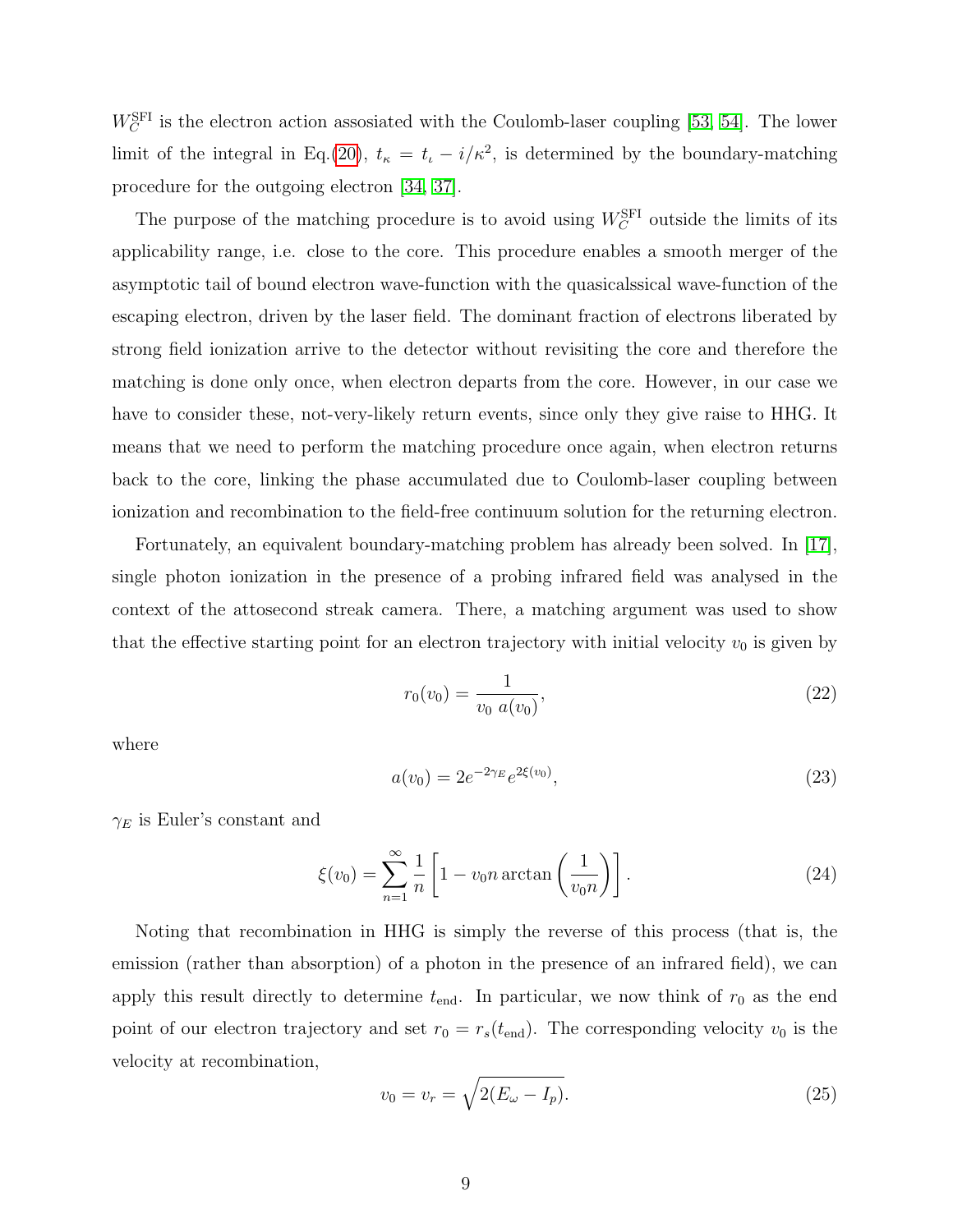$W_C^{\rm SFI}$ is the electron action assosiated with the Coulomb-laser coupling [53, 54]. The lower limit of the integral in Eq.(20), $t_\kappa = t_\iota - i/\kappa^2$, is determined by the boundary-matching procedure for the outgoing electron [34, 37].

The purpose of the matching procedure is to avoid using $W_C^{\rm SFI}$ outside the limits of its applicability range, i.e. close to the core. This procedure enables a smooth merger of the asymptotic tail of bound electron wave-function with the quasicalssical wave-function of the escaping electron, driven by the laser field. The dominant fraction of electrons liberated by strong field ionization arrive to the detector without revisiting the core and therefore the matching is done only once, when electron departs from the core. However, in our case we have to consider these, not-very-likely return events, since only they give raise to HHG. It means that we need to perform the matching procedure once again, when electron returns back to the core, linking the phase accumulated due to Coulomb-laser coupling between ionization and recombination to the field-free continuum solution for the returning electron.

Fortunately, an equivalent boundary-matching problem has already been solved. In [17], single photon ionization in the presence of a probing infrared field was analysed in the context of the attosecond streak camera. There, a matching argument was used to show that the effective starting point for an electron trajectory with initial velocity $v_0$ is given by

$$r_0(v_0) = \frac{1}{v_0 \; a(v_0)}, \tag{22}$$

where

$$a(v_0) = 2e^{-2\gamma_E} e^{2\xi(v_0)}, \tag{23}$$

$\gamma_E$ is Euler's constant and

$$\xi(v_0) = \sum_{n=1}^{\infty} \frac{1}{n}\left[1 - v_0 n \arctan\left(\frac{1}{v_0 n}\right)\right]. \tag{24}$$

Noting that recombination in HHG is simply the reverse of this process (that is, the emission (rather than absorption) of a photon in the presence of an infrared field), we can apply this result directly to determine $t_{\rm end}$. In particular, we now think of $r_0$ as the end point of our electron trajectory and set $r_0 = r_s(t_{\rm end})$. The corresponding velocity $v_0$ is the velocity at recombination,

$$v_0 = v_r = \sqrt{2(E_\omega - I_p)}. \tag{25}$$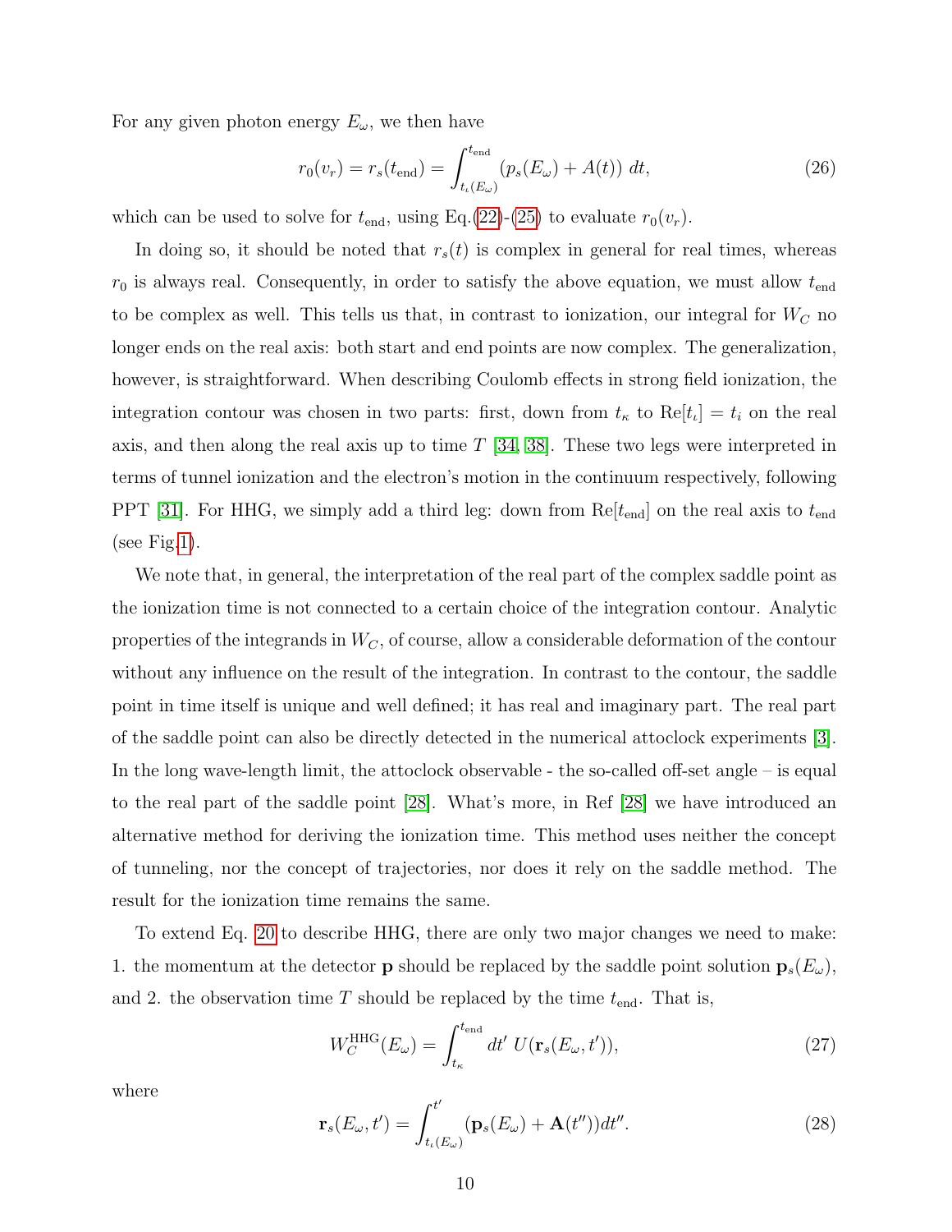For any given photon energy $E_\omega$, we then have

$$r_0(v_r) = r_s(t_{\rm end}) = \int_{t_\iota(E_\omega)}^{t_{\rm end}} (p_s(E_\omega) + A(t))\; dt, \tag{26}$$

which can be used to solve for $t_{\rm end}$, using Eq.(22)-(25) to evaluate $r_0(v_r)$.

In doing so, it should be noted that $r_s(t)$ is complex in general for real times, whereas $r_0$ is always real. Consequently, in order to satisfy the above equation, we must allow $t_{\rm end}$ to be complex as well. This tells us that, in contrast to ionization, our integral for $W_C$ no longer ends on the real axis: both start and end points are now complex. The generalization, however, is straightforward. When describing Coulomb effects in strong field ionization, the integration contour was chosen in two parts: first, down from $t_\kappa$ to ${\rm Re}[t_\iota] = t_i$ on the real axis, and then along the real axis up to time $T$ [34, 38]. These two legs were interpreted in terms of tunnel ionization and the electron's motion in the continuum respectively, following PPT [31]. For HHG, we simply add a third leg: down from ${\rm Re}[t_{\rm end}]$ on the real axis to $t_{\rm end}$ (see Fig.1).

We note that, in general, the interpretation of the real part of the complex saddle point as the ionization time is not connected to a certain choice of the integration contour. Analytic properties of the integrands in $W_C$, of course, allow a considerable deformation of the contour without any influence on the result of the integration. In contrast to the contour, the saddle point in time itself is unique and well defined; it has real and imaginary part. The real part of the saddle point can also be directly detected in the numerical attoclock experiments [3]. In the long wave-length limit, the attoclock observable - the so-called off-set angle – is equal to the real part of the saddle point [28]. What's more, in Ref [28] we have introduced an alternative method for deriving the ionization time. This method uses neither the concept of tunneling, nor the concept of trajectories, nor does it rely on the saddle method. The result for the ionization time remains the same.

To extend Eq. 20 to describe HHG, there are only two major changes we need to make: 1. the momentum at the detector $\mathbf{p}$ should be replaced by the saddle point solution $\mathbf{p}_s(E_\omega)$, and 2. the observation time $T$ should be replaced by the time $t_{\rm end}$. That is,

$$W_C^{\rm HHG}(E_\omega) = \int_{t_\kappa}^{t_{\rm end}} dt'\; U(\mathbf{r}_s(E_\omega, t')), \tag{27}$$

where

$$\mathbf{r}_s(E_\omega, t') = \int_{t_\iota(E_\omega)}^{t'} (\mathbf{p}_s(E_\omega) + \mathbf{A}(t''))dt''. \tag{28}$$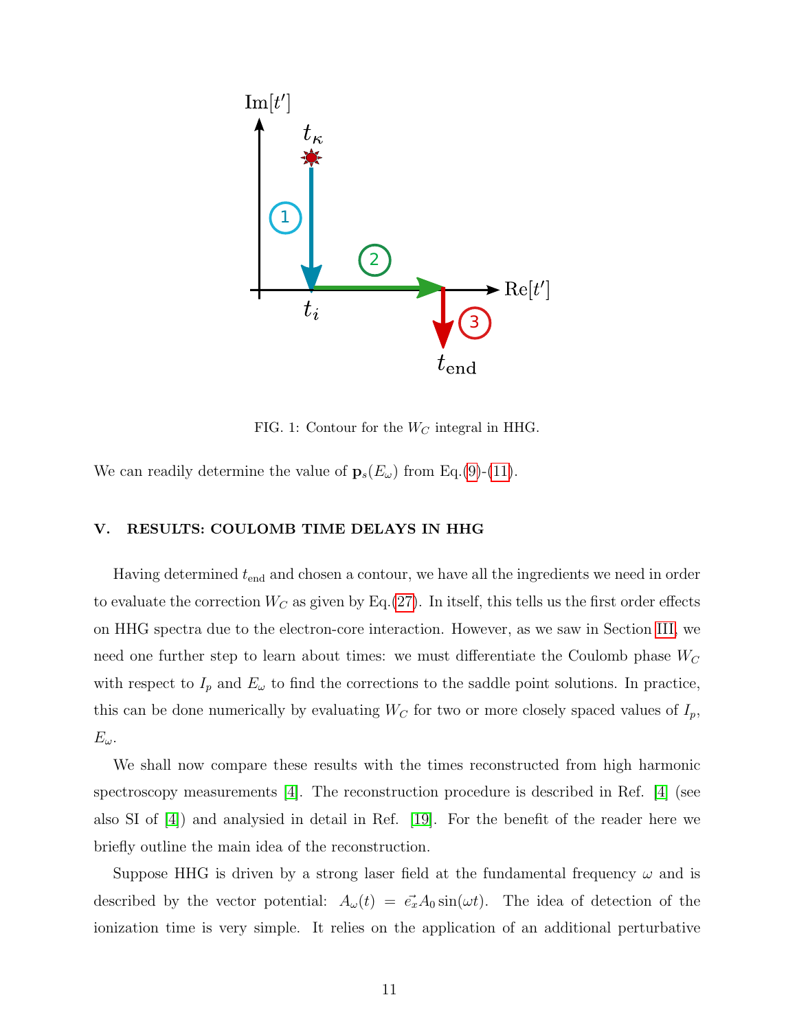FIG. 1: Contour for the $W_C$ integral in HHG.

We can readily determine the value of $\mathbf{p}_s(E_\omega)$ from Eq.(9)-(11).

## V. RESULTS: COULOMB TIME DELAYS IN HHG

Having determined $t_{\mathrm{end}}$ and chosen a contour, we have all the ingredients we need in order to evaluate the correction $W_C$ as given by Eq.(27). In itself, this tells us the first order effects on HHG spectra due to the electron-core interaction. However, as we saw in Section III, we need one further step to learn about times: we must differentiate the Coulomb phase $W_C$ with respect to $I_p$ and $E_\omega$ to find the corrections to the saddle point solutions. In practice, this can be done numerically by evaluating $W_C$ for two or more closely spaced values of $I_p$, $E_\omega$.

We shall now compare these results with the times reconstructed from high harmonic spectroscopy measurements [4]. The reconstruction procedure is described in Ref. [4] (see also SI of [4]) and analysied in detail in Ref. [19]. For the benefit of the reader here we briefly outline the main idea of the reconstruction.

Suppose HHG is driven by a strong laser field at the fundamental frequency $\omega$ and is described by the vector potential: $A_\omega(t) = \vec{e_x} A_0 \sin(\omega t)$. The idea of detection of the ionization time is very simple. It relies on the application of an additional perturbative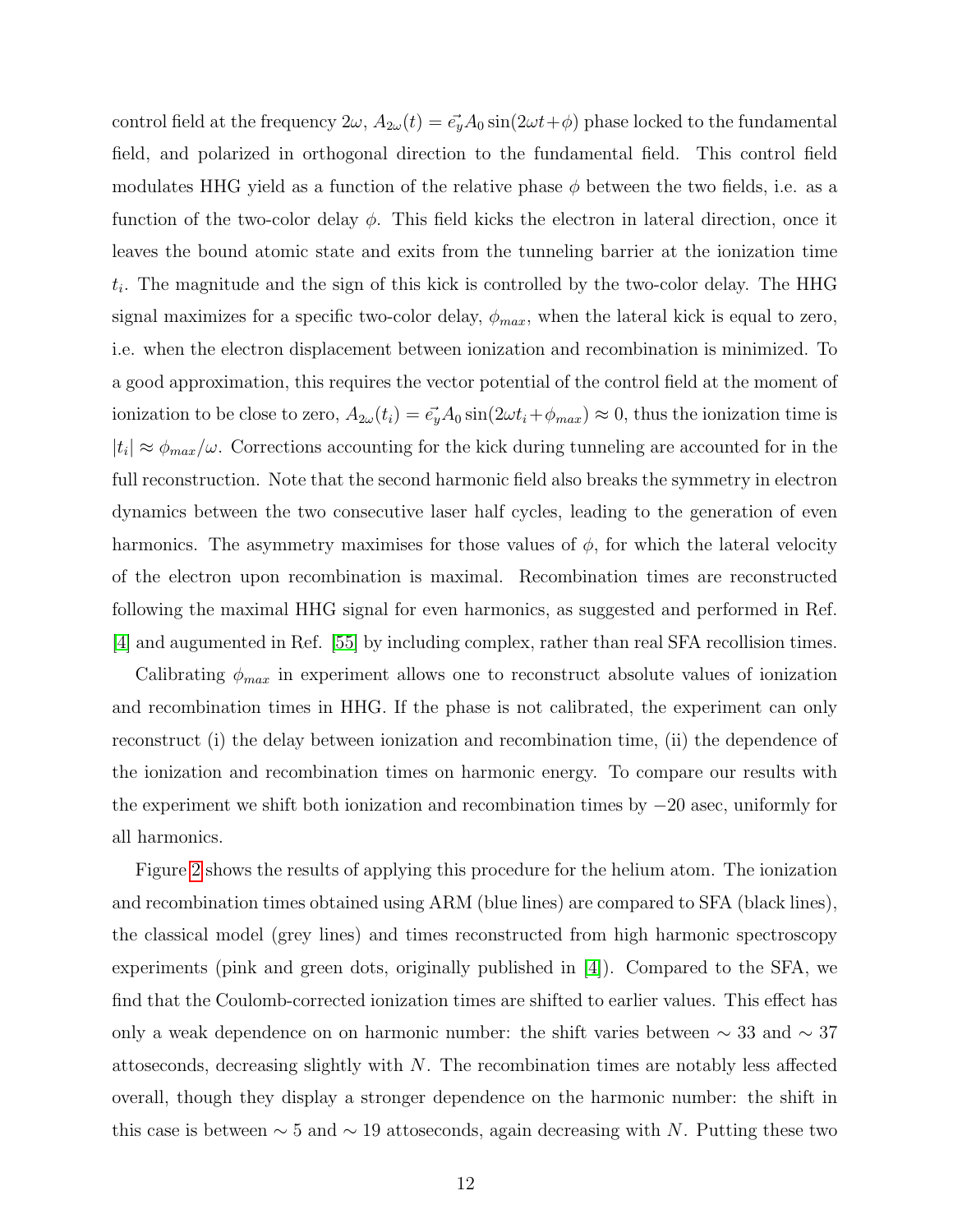control field at the frequency $2\omega$, $A_{2\omega}(t) = \vec{e_y} A_0 \sin(2\omega t + \phi)$ phase locked to the fundamental field, and polarized in orthogonal direction to the fundamental field. This control field modulates HHG yield as a function of the relative phase $\phi$ between the two fields, i.e. as a function of the two-color delay $\phi$. This field kicks the electron in lateral direction, once it leaves the bound atomic state and exits from the tunneling barrier at the ionization time $t_i$. The magnitude and the sign of this kick is controlled by the two-color delay. The HHG signal maximizes for a specific two-color delay, $\phi_{max}$, when the lateral kick is equal to zero, i.e. when the electron displacement between ionization and recombination is minimized. To a good approximation, this requires the vector potential of the control field at the moment of ionization to be close to zero, $A_{2\omega}(t_i) = \vec{e_y} A_0 \sin(2\omega t_i + \phi_{max}) \approx 0$, thus the ionization time is $|t_i| \approx \phi_{max}/\omega$. Corrections accounting for the kick during tunneling are accounted for in the full reconstruction. Note that the second harmonic field also breaks the symmetry in electron dynamics between the two consecutive laser half cycles, leading to the generation of even harmonics. The asymmetry maximises for those values of $\phi$, for which the lateral velocity of the electron upon recombination is maximal. Recombination times are reconstructed following the maximal HHG signal for even harmonics, as suggested and performed in Ref. [4] and augumented in Ref. [55] by including complex, rather than real SFA recollision times.

Calibrating $\phi_{max}$ in experiment allows one to reconstruct absolute values of ionization and recombination times in HHG. If the phase is not calibrated, the experiment can only reconstruct (i) the delay between ionization and recombination time, (ii) the dependence of the ionization and recombination times on harmonic energy. To compare our results with the experiment we shift both ionization and recombination times by $-20$ asec, uniformly for all harmonics.

Figure 2 shows the results of applying this procedure for the helium atom. The ionization and recombination times obtained using ARM (blue lines) are compared to SFA (black lines), the classical model (grey lines) and times reconstructed from high harmonic spectroscopy experiments (pink and green dots, originally published in [4]). Compared to the SFA, we find that the Coulomb-corrected ionization times are shifted to earlier values. This effect has only a weak dependence on on harmonic number: the shift varies between $\sim 33$ and $\sim 37$ attoseconds, decreasing slightly with $N$. The recombination times are notably less affected overall, though they display a stronger dependence on the harmonic number: the shift in this case is between $\sim 5$ and $\sim 19$ attoseconds, again decreasing with $N$. Putting these two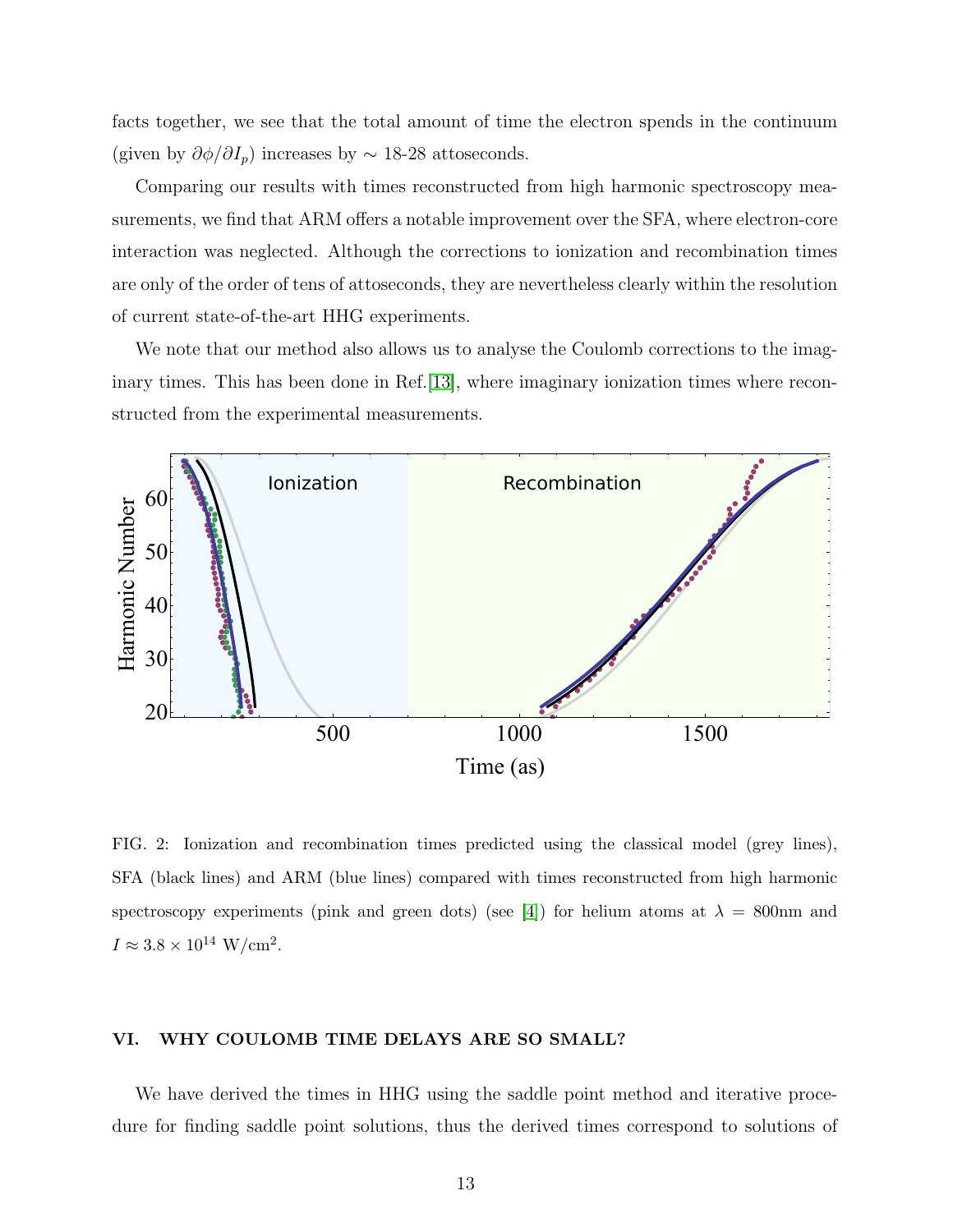facts together, we see that the total amount of time the electron spends in the continuum (given by $\partial\phi/\partial I_p$) increases by $\sim$ 18-28 attoseconds.

Comparing our results with times reconstructed from high harmonic spectroscopy measurements, we find that ARM offers a notable improvement over the SFA, where electron-core interaction was neglected. Although the corrections to ionization and recombination times are only of the order of tens of attoseconds, they are nevertheless clearly within the resolution of current state-of-the-art HHG experiments.

We note that our method also allows us to analyse the Coulomb corrections to the imaginary times. This has been done in Ref.[13], where imaginary ionization times where reconstructed from the experimental measurements.

FIG. 2: Ionization and recombination times predicted using the classical model (grey lines), SFA (black lines) and ARM (blue lines) compared with times reconstructed from high harmonic spectroscopy experiments (pink and green dots) (see [4]) for helium atoms at $\lambda$ = 800nm and $I \approx 3.8 \times 10^{14}$ W/cm$^2$.

## VI. WHY COULOMB TIME DELAYS ARE SO SMALL?

We have derived the times in HHG using the saddle point method and iterative procedure for finding saddle point solutions, thus the derived times correspond to solutions of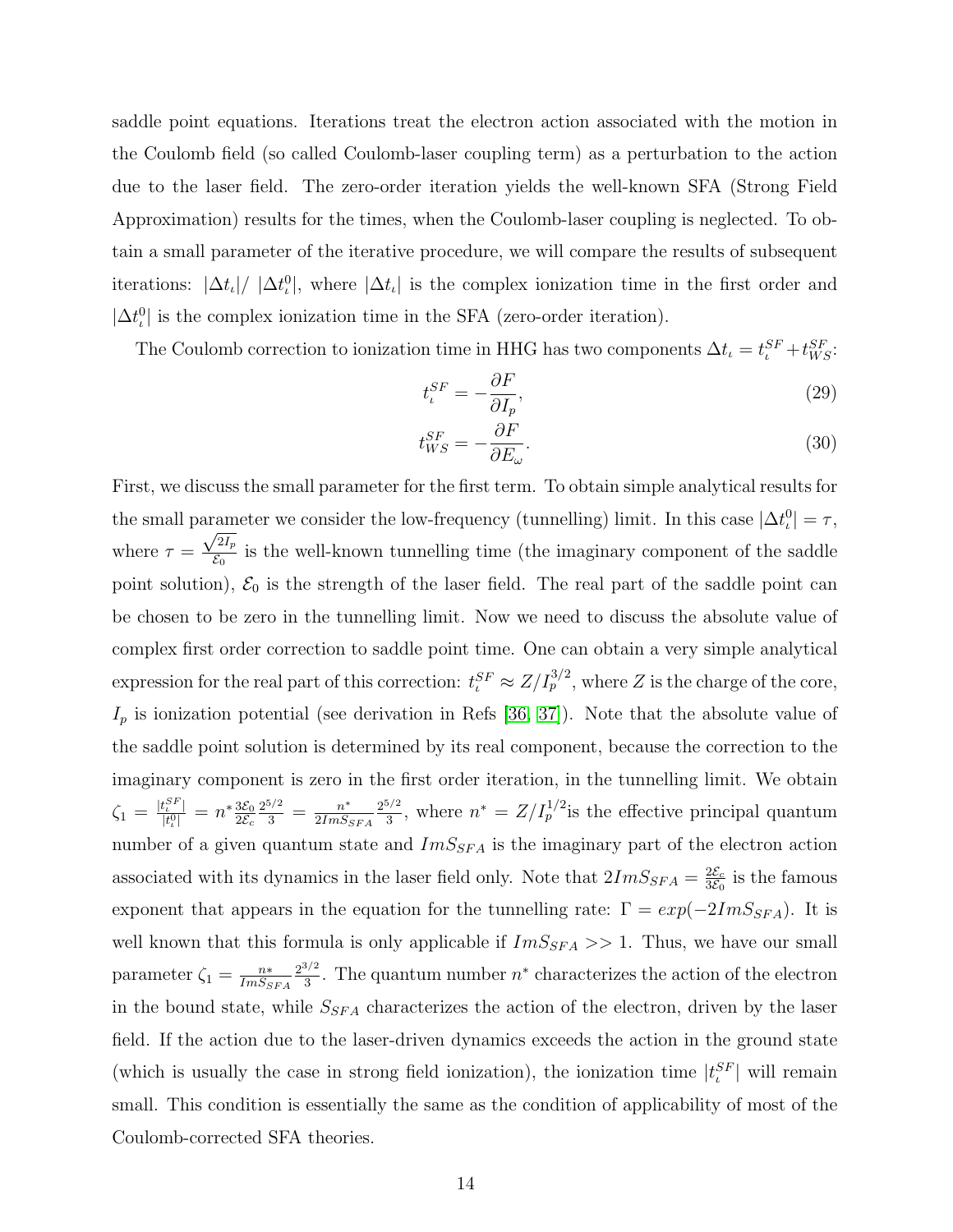saddle point equations. Iterations treat the electron action associated with the motion in the Coulomb field (so called Coulomb-laser coupling term) as a perturbation to the action due to the laser field. The zero-order iteration yields the well-known SFA (Strong Field Approximation) results for the times, when the Coulomb-laser coupling is neglected. To obtain a small parameter of the iterative procedure, we will compare the results of subsequent iterations: $|\Delta t_\iota|/\ |\Delta t_\iota^0|$, where $|\Delta t_\iota|$ is the complex ionization time in the first order and $|\Delta t_\iota^0|$ is the complex ionization time in the SFA (zero-order iteration).

The Coulomb correction to ionization time in HHG has two components $\Delta t_\iota = t_\iota^{SF} + t_{WS}^{SF}$:

$$t_\iota^{SF} = -\frac{\partial F}{\partial I_p}, \tag{29}$$

$$t_{WS}^{SF} = -\frac{\partial F}{\partial E_\omega}. \tag{30}$$

First, we discuss the small parameter for the first term. To obtain simple analytical results for the small parameter we consider the low-frequency (tunnelling) limit. In this case $|\Delta t_\iota^0| = \tau$, where $\tau = \frac{\sqrt{2I_p}}{\mathcal{E}_0}$ is the well-known tunnelling time (the imaginary component of the saddle point solution), $\mathcal{E}_0$ is the strength of the laser field. The real part of the saddle point can be chosen to be zero in the tunnelling limit. Now we need to discuss the absolute value of complex first order correction to saddle point time. One can obtain a very simple analytical expression for the real part of this correction: $t_\iota^{SF} \approx Z/I_p^{3/2}$, where $Z$ is the charge of the core, $I_p$ is ionization potential (see derivation in Refs [36, 37]). Note that the absolute value of the saddle point solution is determined by its real component, because the correction to the imaginary component is zero in the first order iteration, in the tunnelling limit. We obtain $\zeta_1 = \frac{|t_\iota^{SF}|}{|t_\iota^0|} = n^* \frac{3\mathcal{E}_0}{2\mathcal{E}_c} \frac{2^{5/2}}{3} = \frac{n^*}{2ImS_{SFA}} \frac{2^{5/2}}{3}$, where $n^* = Z/I_p^{1/2}$is the effective principal quantum number of a given quantum state and $ImS_{SFA}$ is the imaginary part of the electron action associated with its dynamics in the laser field only. Note that $2ImS_{SFA} = \frac{2\mathcal{E}_c}{3\mathcal{E}_0}$ is the famous exponent that appears in the equation for the tunnelling rate: $\Gamma = exp(-2ImS_{SFA})$. It is well known that this formula is only applicable if $ImS_{SFA} >> 1$. Thus, we have our small parameter $\zeta_1 = \frac{n*}{ImS_{SFA}} \frac{2^{3/2}}{3}$. The quantum number $n^*$ characterizes the action of the electron in the bound state, while $S_{SFA}$ characterizes the action of the electron, driven by the laser field. If the action due to the laser-driven dynamics exceeds the action in the ground state (which is usually the case in strong field ionization), the ionization time $|t_\iota^{SF}|$ will remain small. This condition is essentially the same as the condition of applicability of most of the Coulomb-corrected SFA theories.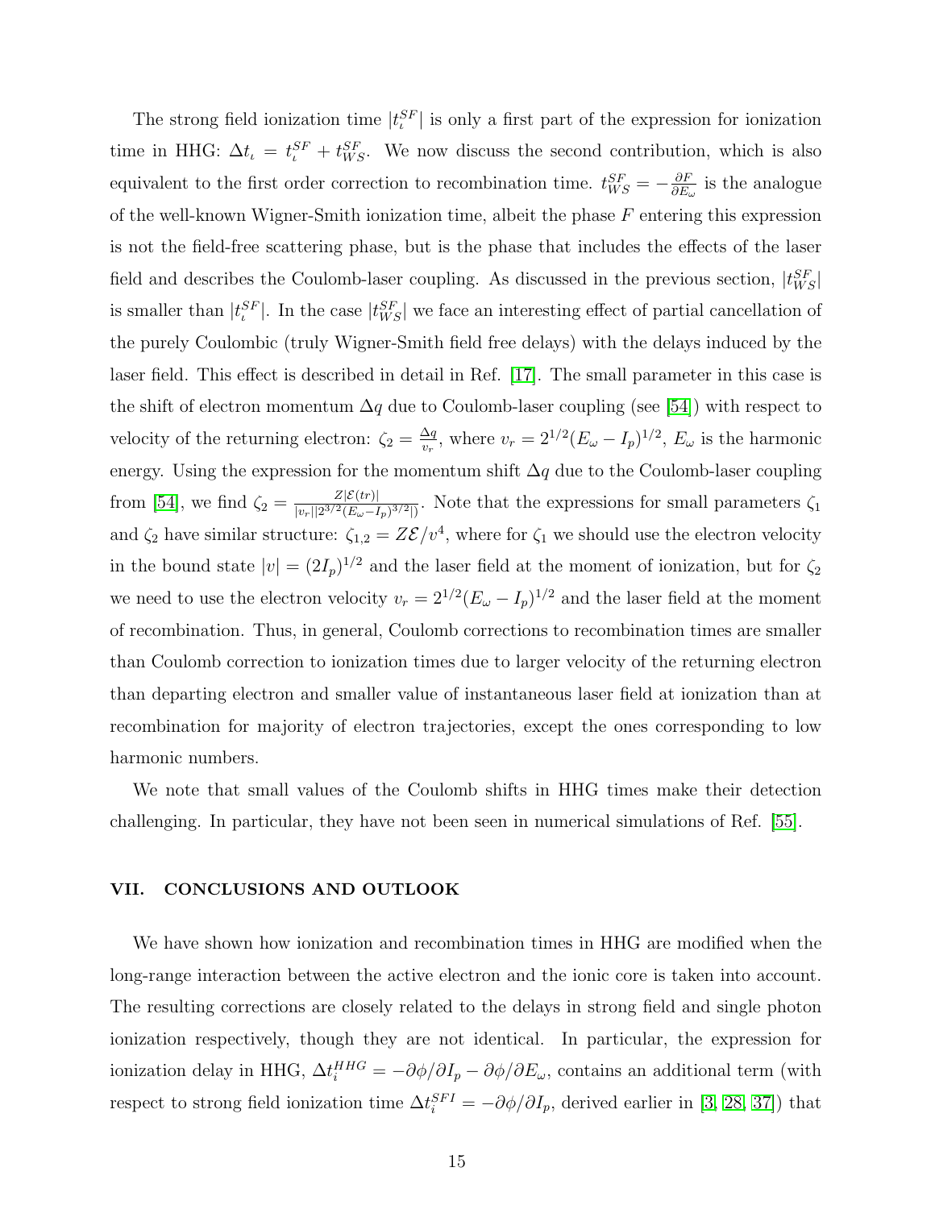The strong field ionization time $|t_\iota^{SF}|$ is only a first part of the expression for ionization time in HHG: $\Delta t_\iota = t_\iota^{SF} + t_{WS}^{SF}$. We now discuss the second contribution, which is also equivalent to the first order correction to recombination time. $t_{WS}^{SF} = -\frac{\partial F}{\partial E_\omega}$ is the analogue of the well-known Wigner-Smith ionization time, albeit the phase $F$ entering this expression is not the field-free scattering phase, but is the phase that includes the effects of the laser field and describes the Coulomb-laser coupling. As discussed in the previous section, $|t_{WS}^{SF}|$ is smaller than $|t_\iota^{SF}|$. In the case $|t_{WS}^{SF}|$ we face an interesting effect of partial cancellation of the purely Coulombic (truly Wigner-Smith field free delays) with the delays induced by the laser field. This effect is described in detail in Ref. [17]. The small parameter in this case is the shift of electron momentum $\Delta q$ due to Coulomb-laser coupling (see [54]) with respect to velocity of the returning electron: $\zeta_2 = \frac{\Delta q}{v_r}$, where $v_r = 2^{1/2}(E_\omega - I_p)^{1/2}$, $E_\omega$ is the harmonic energy. Using the expression for the momentum shift $\Delta q$ due to the Coulomb-laser coupling from [54], we find $\zeta_2 = \frac{Z|\mathcal{E}(tr)|}{|v_r||2^{3/2}(E_\omega - I_p)^{3/2}|)}$. Note that the expressions for small parameters $\zeta_1$ and $\zeta_2$ have similar structure: $\zeta_{1,2} = Z\mathcal{E}/v^4$, where for $\zeta_1$ we should use the electron velocity in the bound state $|v| = (2I_p)^{1/2}$ and the laser field at the moment of ionization, but for $\zeta_2$ we need to use the electron velocity $v_r = 2^{1/2}(E_\omega - I_p)^{1/2}$ and the laser field at the moment of recombination. Thus, in general, Coulomb corrections to recombination times are smaller than Coulomb correction to ionization times due to larger velocity of the returning electron than departing electron and smaller value of instantaneous laser field at ionization than at recombination for majority of electron trajectories, except the ones corresponding to low harmonic numbers.

We note that small values of the Coulomb shifts in HHG times make their detection challenging. In particular, they have not been seen in numerical simulations of Ref. [55].

## VII. CONCLUSIONS AND OUTLOOK

We have shown how ionization and recombination times in HHG are modified when the long-range interaction between the active electron and the ionic core is taken into account. The resulting corrections are closely related to the delays in strong field and single photon ionization respectively, though they are not identical. In particular, the expression for ionization delay in HHG, $\Delta t_i^{HHG} = -\partial\phi/\partial I_p - \partial\phi/\partial E_\omega$, contains an additional term (with respect to strong field ionization time $\Delta t_i^{SFI} = -\partial\phi/\partial I_p$, derived earlier in [3, 28, 37]) that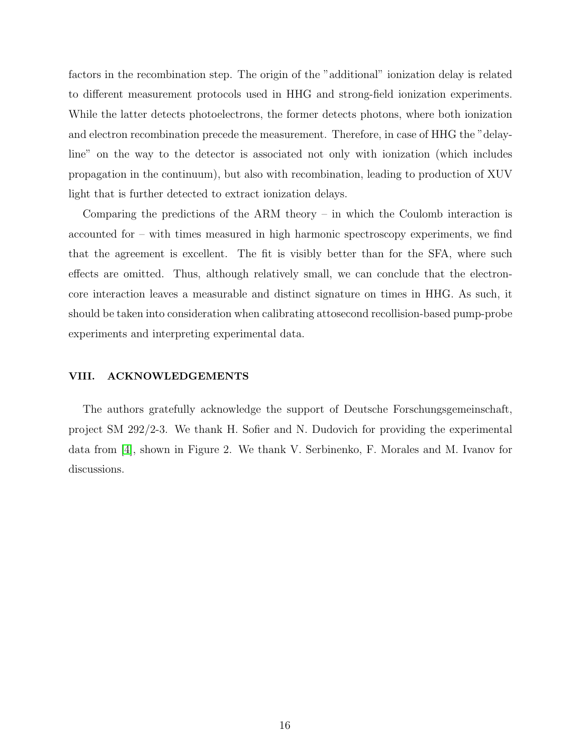factors in the recombination step. The origin of the "additional" ionization delay is related to different measurement protocols used in HHG and strong-field ionization experiments. While the latter detects photoelectrons, the former detects photons, where both ionization and electron recombination precede the measurement. Therefore, in case of HHG the "delay-line" on the way to the detector is associated not only with ionization (which includes propagation in the continuum), but also with recombination, leading to production of XUV light that is further detected to extract ionization delays.

Comparing the predictions of the ARM theory – in which the Coulomb interaction is accounted for – with times measured in high harmonic spectroscopy experiments, we find that the agreement is excellent. The fit is visibly better than for the SFA, where such effects are omitted. Thus, although relatively small, we can conclude that the electron-core interaction leaves a measurable and distinct signature on times in HHG. As such, it should be taken into consideration when calibrating attosecond recollision-based pump-probe experiments and interpreting experimental data.

## VIII. ACKNOWLEDGEMENTS

The authors gratefully acknowledge the support of Deutsche Forschungsgemeinschaft, project SM 292/2-3. We thank H. Sofier and N. Dudovich for providing the experimental data from [4], shown in Figure 2. We thank V. Serbinenko, F. Morales and M. Ivanov for discussions.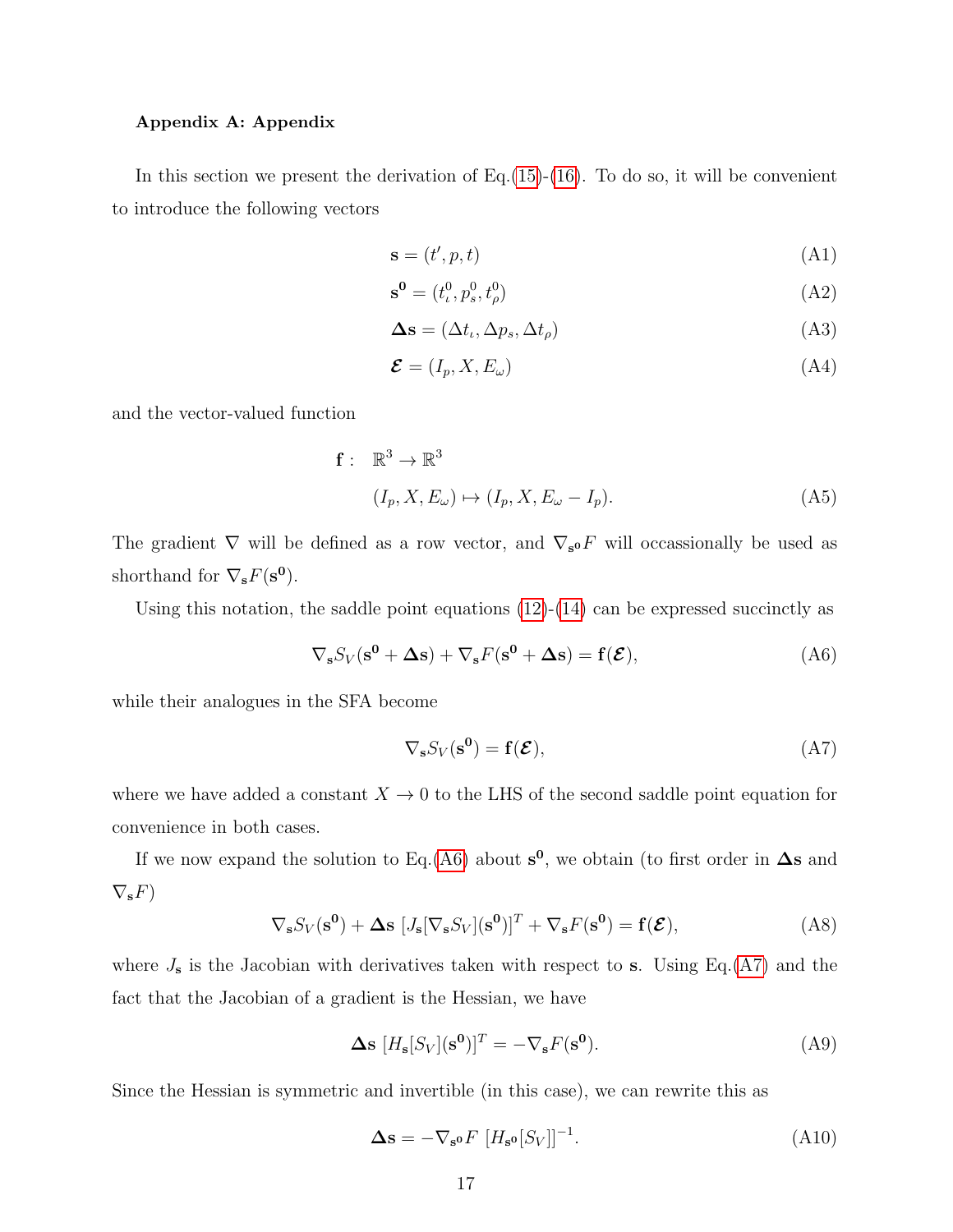### Appendix A: Appendix

In this section we present the derivation of Eq.(15)-(16). To do so, it will be convenient to introduce the following vectors

$$\mathbf{s} = (t', p, t) \tag{A1}$$

$$\mathbf{s^0} = (t^0_\iota, p^0_s, t^0_\rho) \tag{A2}$$

$$\boldsymbol{\Delta}\mathbf{s} = (\Delta t_\iota, \Delta p_s, \Delta t_\rho) \tag{A3}$$

$$\boldsymbol{\mathcal{E}} = (I_p, X, E_\omega) \tag{A4}$$

and the vector-valued function

$$\begin{aligned} \mathbf{f}: \quad & \mathbb{R}^3 \to \mathbb{R}^3 \\ & (I_p, X, E_\omega) \mapsto (I_p, X, E_\omega - I_p). \end{aligned} \tag{A5}$$

The gradient $\nabla$ will be defined as a row vector, and $\nabla_{\mathbf{s^0}} F$ will occassionally be used as shorthand for $\nabla_{\mathbf{s}} F(\mathbf{s^0})$.

Using this notation, the saddle point equations (12)-(14) can be expressed succinctly as

$$\nabla_{\mathbf{s}} S_V(\mathbf{s^0} + \boldsymbol{\Delta}\mathbf{s}) + \nabla_{\mathbf{s}} F(\mathbf{s^0} + \boldsymbol{\Delta}\mathbf{s}) = \mathbf{f}(\boldsymbol{\mathcal{E}}), \tag{A6}$$

while their analogues in the SFA become

$$\nabla_{\mathbf{s}} S_V(\mathbf{s^0}) = \mathbf{f}(\boldsymbol{\mathcal{E}}), \tag{A7}$$

where we have added a constant $X \to 0$ to the LHS of the second saddle point equation for convenience in both cases.

If we now expand the solution to Eq.(A6) about $\mathbf{s^0}$, we obtain (to first order in $\boldsymbol{\Delta}\mathbf{s}$ and $\nabla_{\mathbf{s}} F$)

$$\nabla_{\mathbf{s}} S_V(\mathbf{s^0}) + \boldsymbol{\Delta}\mathbf{s}\ [J_{\mathbf{s}}[\nabla_{\mathbf{s}} S_V](\mathbf{s^0})]^T + \nabla_{\mathbf{s}} F(\mathbf{s^0}) = \mathbf{f}(\boldsymbol{\mathcal{E}}), \tag{A8}$$

where $J_{\mathbf{s}}$ is the Jacobian with derivatives taken with respect to $\mathbf{s}$. Using Eq.(A7) and the fact that the Jacobian of a gradient is the Hessian, we have

$$\boldsymbol{\Delta}\mathbf{s}\ [H_{\mathbf{s}}[S_V](\mathbf{s^0})]^T = -\nabla_{\mathbf{s}} F(\mathbf{s^0}). \tag{A9}$$

Since the Hessian is symmetric and invertible (in this case), we can rewrite this as

$$\boldsymbol{\Delta}\mathbf{s} = -\nabla_{\mathbf{s^0}} F\ [H_{\mathbf{s^0}}[S_V]]^{-1}. \tag{A10}$$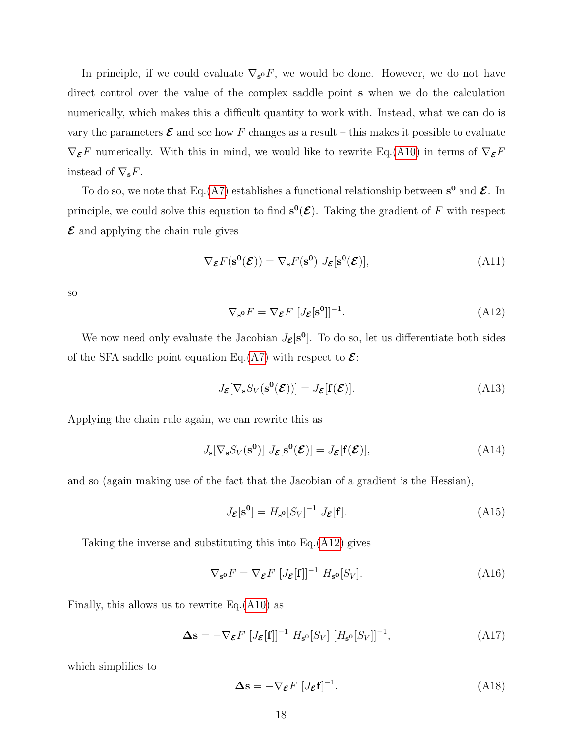In principle, if we could evaluate $\nabla_{\mathbf{s^0}} F$, we would be done. However, we do not have direct control over the value of the complex saddle point $\mathbf{s}$ when we do the calculation numerically, which makes this a difficult quantity to work with. Instead, what we can do is vary the parameters $\boldsymbol{\mathcal{E}}$ and see how $F$ changes as a result – this makes it possible to evaluate $\nabla_{\boldsymbol{\mathcal{E}}} F$ numerically. With this in mind, we would like to rewrite Eq.(A10) in terms of $\nabla_{\boldsymbol{\mathcal{E}}} F$ instead of $\nabla_{\mathbf{s}} F$.

To do so, we note that Eq.(A7) establishes a functional relationship between $\mathbf{s^0}$ and $\boldsymbol{\mathcal{E}}$. In principle, we could solve this equation to find $\mathbf{s^0}(\boldsymbol{\mathcal{E}})$. Taking the gradient of $F$ with respect $\boldsymbol{\mathcal{E}}$ and applying the chain rule gives

$$\nabla_{\boldsymbol{\mathcal{E}}} F(\mathbf{s^0}(\boldsymbol{\mathcal{E}})) = \nabla_{\mathbf{s}} F(\mathbf{s^0}) \; J_{\boldsymbol{\mathcal{E}}}[\mathbf{s^0}(\boldsymbol{\mathcal{E}})], \tag{A11}$$

so

$$\nabla_{\mathbf{s^0}} F = \nabla_{\boldsymbol{\mathcal{E}}} F \; [J_{\boldsymbol{\mathcal{E}}}[\mathbf{s^0}]]^{-1}. \tag{A12}$$

We now need only evaluate the Jacobian $J_{\boldsymbol{\mathcal{E}}}[\mathbf{s^0}]$. To do so, let us differentiate both sides of the SFA saddle point equation Eq.(A7) with respect to $\boldsymbol{\mathcal{E}}$:

$$J_{\boldsymbol{\mathcal{E}}}[\nabla_{\mathbf{s}} S_V(\mathbf{s^0}(\boldsymbol{\mathcal{E}}))] = J_{\boldsymbol{\mathcal{E}}}[\mathbf{f}(\boldsymbol{\mathcal{E}})]. \tag{A13}$$

Applying the chain rule again, we can rewrite this as

$$J_{\mathbf{s}}[\nabla_{\mathbf{s}} S_V(\mathbf{s^0})] \; J_{\boldsymbol{\mathcal{E}}}[\mathbf{s^0}(\boldsymbol{\mathcal{E}})] = J_{\boldsymbol{\mathcal{E}}}[\mathbf{f}(\boldsymbol{\mathcal{E}})], \tag{A14}$$

and so (again making use of the fact that the Jacobian of a gradient is the Hessian),

$$J_{\boldsymbol{\mathcal{E}}}[\mathbf{s^0}] = H_{\mathbf{s^0}}[S_V]^{-1} \; J_{\boldsymbol{\mathcal{E}}}[\mathbf{f}]. \tag{A15}$$

Taking the inverse and substituting this into Eq.(A12) gives

$$\nabla_{\mathbf{s^0}} F = \nabla_{\boldsymbol{\mathcal{E}}} F \; [J_{\boldsymbol{\mathcal{E}}}[\mathbf{f}]]^{-1} \; H_{\mathbf{s^0}}[S_V]. \tag{A16}$$

Finally, this allows us to rewrite Eq.(A10) as

$$\boldsymbol{\Delta}\mathbf{s} = -\nabla_{\boldsymbol{\mathcal{E}}} F \; [J_{\boldsymbol{\mathcal{E}}}[\mathbf{f}]]^{-1} \; H_{\mathbf{s^0}}[S_V] \; [H_{\mathbf{s^0}}[S_V]]^{-1}, \tag{A17}$$

which simplifies to

$$\boldsymbol{\Delta}\mathbf{s} = -\nabla_{\boldsymbol{\mathcal{E}}} F \; [J_{\boldsymbol{\mathcal{E}}}\mathbf{f}]^{-1}. \tag{A18}$$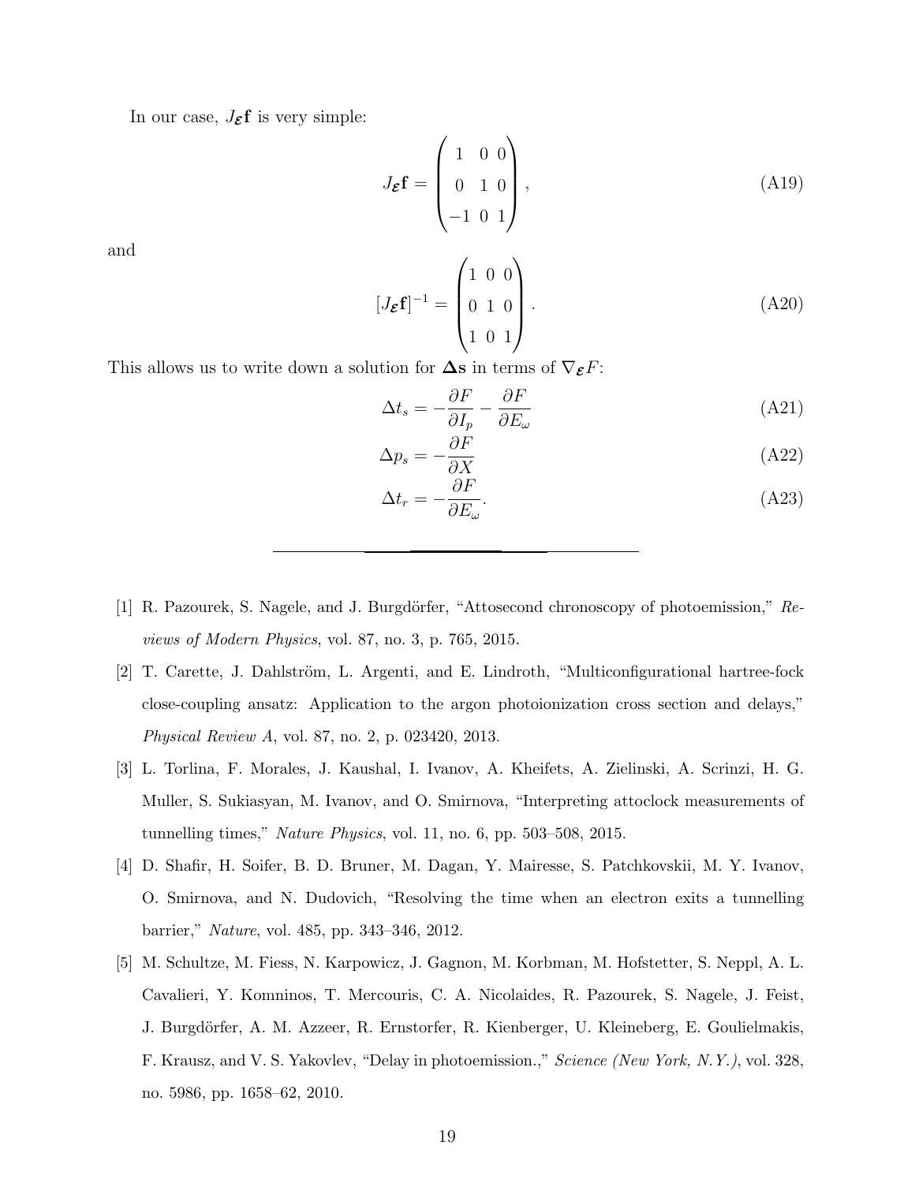In our case, $J_{\boldsymbol{\mathcal{E}}}\mathbf{f}$ is very simple:

$$J_{\boldsymbol{\mathcal{E}}}\mathbf{f} = \begin{pmatrix} 1 & 0 & 0 \\ 0 & 1 & 0 \\ -1 & 0 & 1 \end{pmatrix}, \tag{A19}$$

and

$$[J_{\boldsymbol{\mathcal{E}}}\mathbf{f}]^{-1} = \begin{pmatrix} 1 & 0 & 0 \\ 0 & 1 & 0 \\ 1 & 0 & 1 \end{pmatrix}. \tag{A20}$$

This allows us to write down a solution for $\mathbf{\Delta s}$ in terms of $\nabla_{\boldsymbol{\mathcal{E}}} F$:

$$\Delta t_s = -\frac{\partial F}{\partial I_p} - \frac{\partial F}{\partial E_\omega} \tag{A21}$$

$$\Delta p_s = -\frac{\partial F}{\partial X} \tag{A22}$$

$$\Delta t_r = -\frac{\partial F}{\partial E_\omega}. \tag{A23}$$

---

[1] R. Pazourek, S. Nagele, and J. Burgdörfer, "Attosecond chronoscopy of photoemission," *Reviews of Modern Physics*, vol. 87, no. 3, p. 765, 2015.

[2] T. Carette, J. Dahlström, L. Argenti, and E. Lindroth, "Multiconfigurational hartree-fock close-coupling ansatz: Application to the argon photoionization cross section and delays," *Physical Review A*, vol. 87, no. 2, p. 023420, 2013.

[3] L. Torlina, F. Morales, J. Kaushal, I. Ivanov, A. Kheifets, A. Zielinski, A. Scrinzi, H. G. Muller, S. Sukiasyan, M. Ivanov, and O. Smirnova, "Interpreting attoclock measurements of tunnelling times," *Nature Physics*, vol. 11, no. 6, pp. 503–508, 2015.

[4] D. Shafir, H. Soifer, B. D. Bruner, M. Dagan, Y. Mairesse, S. Patchkovskii, M. Y. Ivanov, O. Smirnova, and N. Dudovich, "Resolving the time when an electron exits a tunnelling barrier," *Nature*, vol. 485, pp. 343–346, 2012.

[5] M. Schultze, M. Fiess, N. Karpowicz, J. Gagnon, M. Korbman, M. Hofstetter, S. Neppl, A. L. Cavalieri, Y. Komninos, T. Mercouris, C. A. Nicolaides, R. Pazourek, S. Nagele, J. Feist, J. Burgdörfer, A. M. Azzeer, R. Ernstorfer, R. Kienberger, U. Kleineberg, E. Goulielmakis, F. Krausz, and V. S. Yakovlev, "Delay in photoemission.," *Science (New York, N.Y.)*, vol. 328, no. 5986, pp. 1658–62, 2010.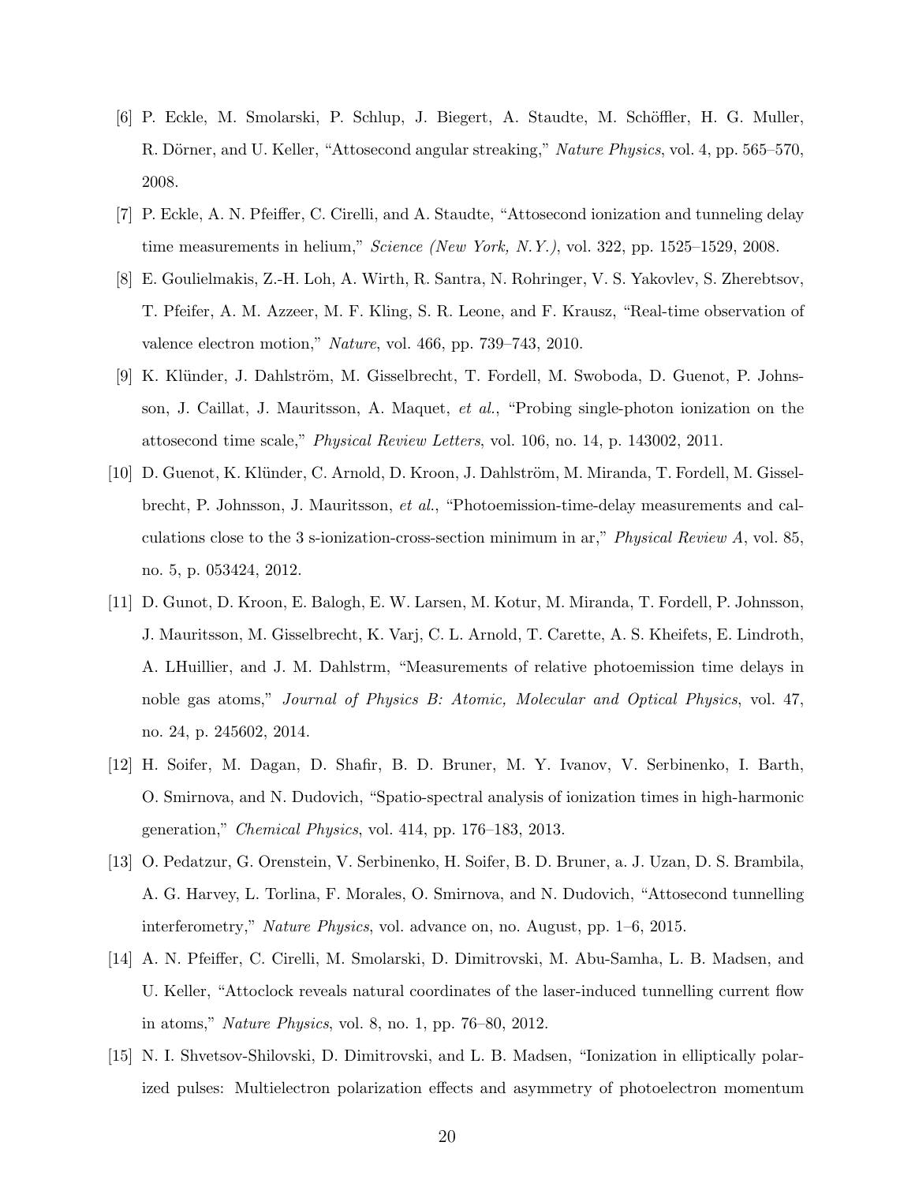[6] P. Eckle, M. Smolarski, P. Schlup, J. Biegert, A. Staudte, M. Schöffler, H. G. Muller, R. Dörner, and U. Keller, "Attosecond angular streaking," *Nature Physics*, vol. 4, pp. 565–570, 2008.

[7] P. Eckle, A. N. Pfeiffer, C. Cirelli, and A. Staudte, "Attosecond ionization and tunneling delay time measurements in helium," *Science (New York, N.Y.)*, vol. 322, pp. 1525–1529, 2008.

[8] E. Goulielmakis, Z.-H. Loh, A. Wirth, R. Santra, N. Rohringer, V. S. Yakovlev, S. Zherebtsov, T. Pfeifer, A. M. Azzeer, M. F. Kling, S. R. Leone, and F. Krausz, "Real-time observation of valence electron motion," *Nature*, vol. 466, pp. 739–743, 2010.

[9] K. Klünder, J. Dahlström, M. Gisselbrecht, T. Fordell, M. Swoboda, D. Guenot, P. Johnsson, J. Caillat, J. Mauritsson, A. Maquet, *et al.*, "Probing single-photon ionization on the attosecond time scale," *Physical Review Letters*, vol. 106, no. 14, p. 143002, 2011.

[10] D. Guenot, K. Klünder, C. Arnold, D. Kroon, J. Dahlström, M. Miranda, T. Fordell, M. Gisselbrecht, P. Johnsson, J. Mauritsson, *et al.*, "Photoemission-time-delay measurements and calculations close to the 3 s-ionization-cross-section minimum in ar," *Physical Review A*, vol. 85, no. 5, p. 053424, 2012.

[11] D. Gunot, D. Kroon, E. Balogh, E. W. Larsen, M. Kotur, M. Miranda, T. Fordell, P. Johnsson, J. Mauritsson, M. Gisselbrecht, K. Varj, C. L. Arnold, T. Carette, A. S. Kheifets, E. Lindroth, A. LHuillier, and J. M. Dahlstrm, "Measurements of relative photoemission time delays in noble gas atoms," *Journal of Physics B: Atomic, Molecular and Optical Physics*, vol. 47, no. 24, p. 245602, 2014.

[12] H. Soifer, M. Dagan, D. Shafir, B. D. Bruner, M. Y. Ivanov, V. Serbinenko, I. Barth, O. Smirnova, and N. Dudovich, "Spatio-spectral analysis of ionization times in high-harmonic generation," *Chemical Physics*, vol. 414, pp. 176–183, 2013.

[13] O. Pedatzur, G. Orenstein, V. Serbinenko, H. Soifer, B. D. Bruner, a. J. Uzan, D. S. Brambila, A. G. Harvey, L. Torlina, F. Morales, O. Smirnova, and N. Dudovich, "Attosecond tunnelling interferometry," *Nature Physics*, vol. advance on, no. August, pp. 1–6, 2015.

[14] A. N. Pfeiffer, C. Cirelli, M. Smolarski, D. Dimitrovski, M. Abu-Samha, L. B. Madsen, and U. Keller, "Attoclock reveals natural coordinates of the laser-induced tunnelling current flow in atoms," *Nature Physics*, vol. 8, no. 1, pp. 76–80, 2012.

[15] N. I. Shvetsov-Shilovski, D. Dimitrovski, and L. B. Madsen, "Ionization in elliptically polarized pulses: Multielectron polarization effects and asymmetry of photoelectron momentum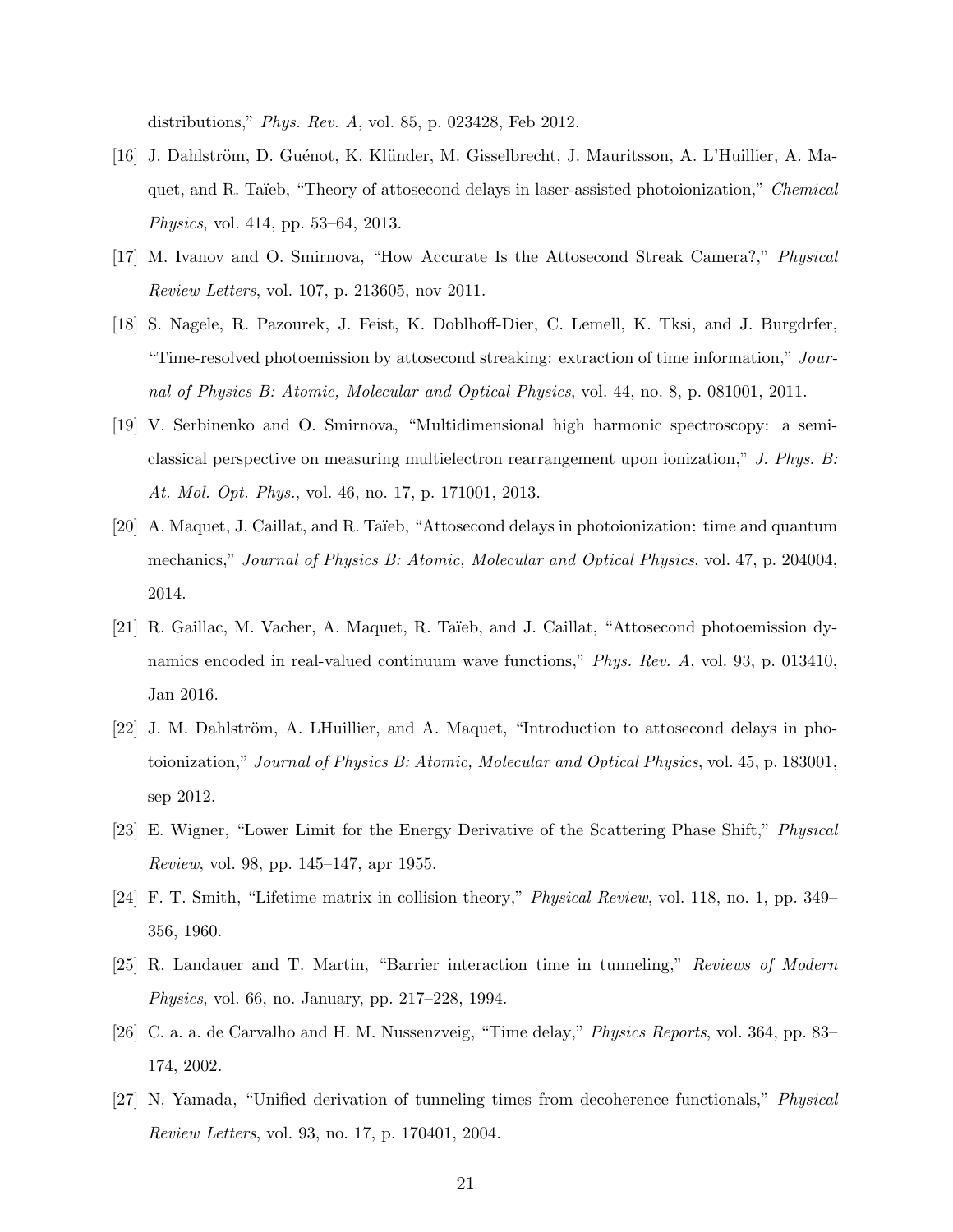distributions," *Phys. Rev. A*, vol. 85, p. 023428, Feb 2012.

[16] J. Dahlström, D. Guénot, K. Klünder, M. Gisselbrecht, J. Mauritsson, A. L'Huillier, A. Maquet, and R. Taïeb, "Theory of attosecond delays in laser-assisted photoionization," *Chemical Physics*, vol. 414, pp. 53–64, 2013.

[17] M. Ivanov and O. Smirnova, "How Accurate Is the Attosecond Streak Camera?," *Physical Review Letters*, vol. 107, p. 213605, nov 2011.

[18] S. Nagele, R. Pazourek, J. Feist, K. Doblhoff-Dier, C. Lemell, K. Tksi, and J. Burgdrfer, "Time-resolved photoemission by attosecond streaking: extraction of time information," *Journal of Physics B: Atomic, Molecular and Optical Physics*, vol. 44, no. 8, p. 081001, 2011.

[19] V. Serbinenko and O. Smirnova, "Multidimensional high harmonic spectroscopy: a semi-classical perspective on measuring multielectron rearrangement upon ionization," *J. Phys. B: At. Mol. Opt. Phys.*, vol. 46, no. 17, p. 171001, 2013.

[20] A. Maquet, J. Caillat, and R. Taïeb, "Attosecond delays in photoionization: time and quantum mechanics," *Journal of Physics B: Atomic, Molecular and Optical Physics*, vol. 47, p. 204004, 2014.

[21] R. Gaillac, M. Vacher, A. Maquet, R. Taïeb, and J. Caillat, "Attosecond photoemission dynamics encoded in real-valued continuum wave functions," *Phys. Rev. A*, vol. 93, p. 013410, Jan 2016.

[22] J. M. Dahlström, A. LHuillier, and A. Maquet, "Introduction to attosecond delays in photoionization," *Journal of Physics B: Atomic, Molecular and Optical Physics*, vol. 45, p. 183001, sep 2012.

[23] E. Wigner, "Lower Limit for the Energy Derivative of the Scattering Phase Shift," *Physical Review*, vol. 98, pp. 145–147, apr 1955.

[24] F. T. Smith, "Lifetime matrix in collision theory," *Physical Review*, vol. 118, no. 1, pp. 349–356, 1960.

[25] R. Landauer and T. Martin, "Barrier interaction time in tunneling," *Reviews of Modern Physics*, vol. 66, no. January, pp. 217–228, 1994.

[26] C. a. a. de Carvalho and H. M. Nussenzveig, "Time delay," *Physics Reports*, vol. 364, pp. 83–174, 2002.

[27] N. Yamada, "Unified derivation of tunneling times from decoherence functionals," *Physical Review Letters*, vol. 93, no. 17, p. 170401, 2004.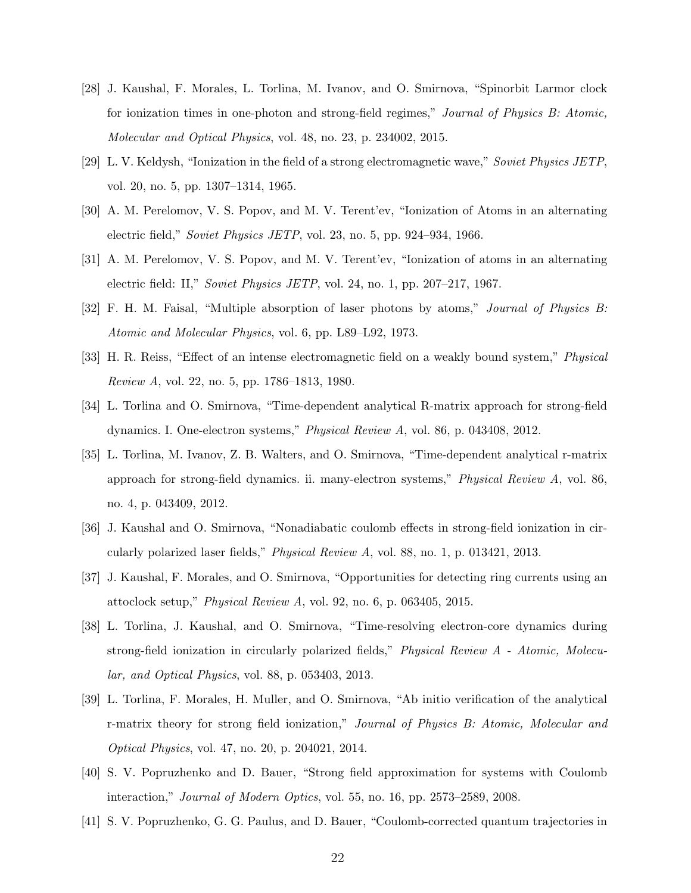[28] J. Kaushal, F. Morales, L. Torlina, M. Ivanov, and O. Smirnova, "Spinorbit Larmor clock for ionization times in one-photon and strong-field regimes," *Journal of Physics B: Atomic, Molecular and Optical Physics*, vol. 48, no. 23, p. 234002, 2015.

[29] L. V. Keldysh, "Ionization in the field of a strong electromagnetic wave," *Soviet Physics JETP*, vol. 20, no. 5, pp. 1307–1314, 1965.

[30] A. M. Perelomov, V. S. Popov, and M. V. Terent'ev, "Ionization of Atoms in an alternating electric field," *Soviet Physics JETP*, vol. 23, no. 5, pp. 924–934, 1966.

[31] A. M. Perelomov, V. S. Popov, and M. V. Terent'ev, "Ionization of atoms in an alternating electric field: II," *Soviet Physics JETP*, vol. 24, no. 1, pp. 207–217, 1967.

[32] F. H. M. Faisal, "Multiple absorption of laser photons by atoms," *Journal of Physics B: Atomic and Molecular Physics*, vol. 6, pp. L89–L92, 1973.

[33] H. R. Reiss, "Effect of an intense electromagnetic field on a weakly bound system," *Physical Review A*, vol. 22, no. 5, pp. 1786–1813, 1980.

[34] L. Torlina and O. Smirnova, "Time-dependent analytical R-matrix approach for strong-field dynamics. I. One-electron systems," *Physical Review A*, vol. 86, p. 043408, 2012.

[35] L. Torlina, M. Ivanov, Z. B. Walters, and O. Smirnova, "Time-dependent analytical r-matrix approach for strong-field dynamics. ii. many-electron systems," *Physical Review A*, vol. 86, no. 4, p. 043409, 2012.

[36] J. Kaushal and O. Smirnova, "Nonadiabatic coulomb effects in strong-field ionization in circularly polarized laser fields," *Physical Review A*, vol. 88, no. 1, p. 013421, 2013.

[37] J. Kaushal, F. Morales, and O. Smirnova, "Opportunities for detecting ring currents using an attoclock setup," *Physical Review A*, vol. 92, no. 6, p. 063405, 2015.

[38] L. Torlina, J. Kaushal, and O. Smirnova, "Time-resolving electron-core dynamics during strong-field ionization in circularly polarized fields," *Physical Review A - Atomic, Molecular, and Optical Physics*, vol. 88, p. 053403, 2013.

[39] L. Torlina, F. Morales, H. Muller, and O. Smirnova, "Ab initio verification of the analytical r-matrix theory for strong field ionization," *Journal of Physics B: Atomic, Molecular and Optical Physics*, vol. 47, no. 20, p. 204021, 2014.

[40] S. V. Popruzhenko and D. Bauer, "Strong field approximation for systems with Coulomb interaction," *Journal of Modern Optics*, vol. 55, no. 16, pp. 2573–2589, 2008.

[41] S. V. Popruzhenko, G. G. Paulus, and D. Bauer, "Coulomb-corrected quantum trajectories in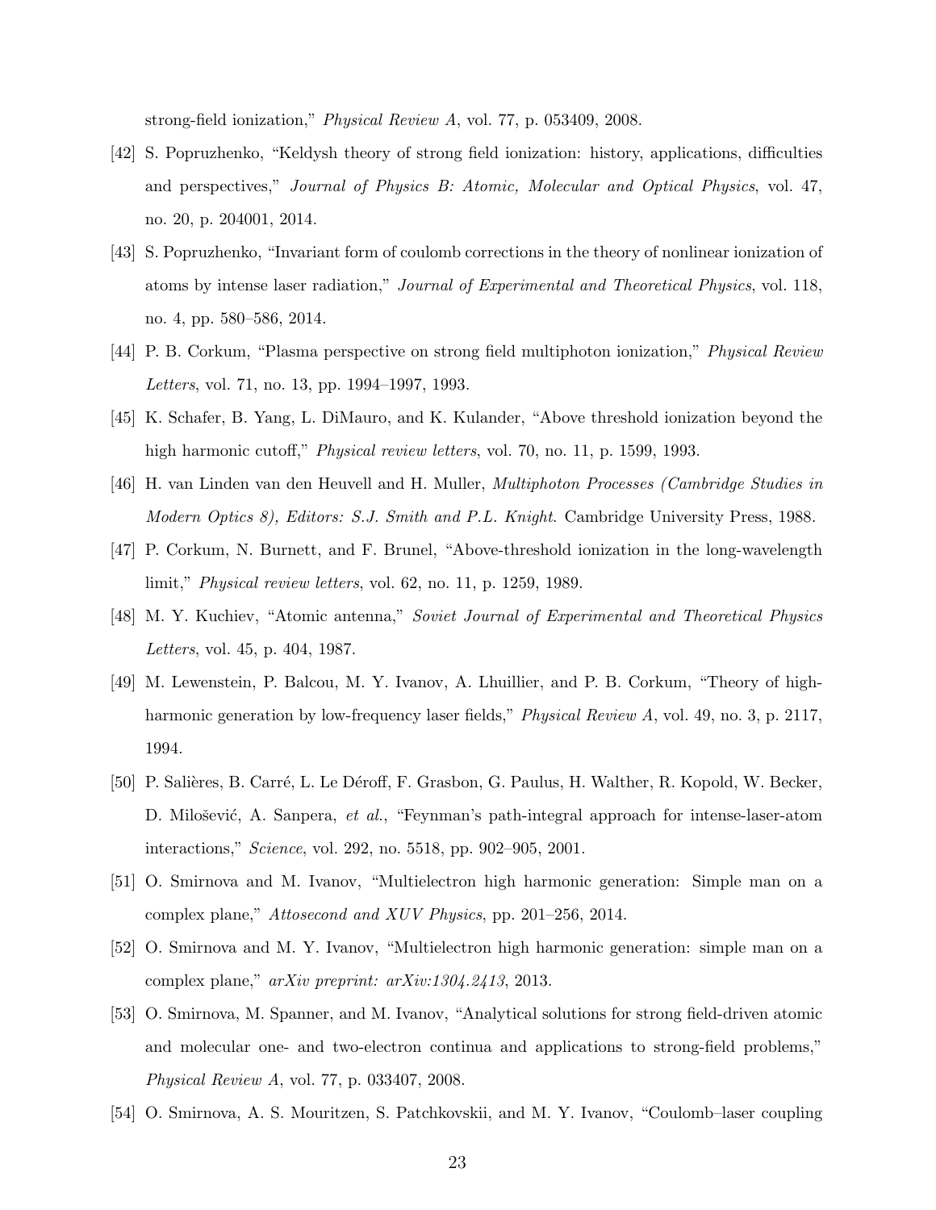strong-field ionization," *Physical Review A*, vol. 77, p. 053409, 2008.

[42] S. Popruzhenko, "Keldysh theory of strong field ionization: history, applications, difficulties and perspectives," *Journal of Physics B: Atomic, Molecular and Optical Physics*, vol. 47, no. 20, p. 204001, 2014.

[43] S. Popruzhenko, "Invariant form of coulomb corrections in the theory of nonlinear ionization of atoms by intense laser radiation," *Journal of Experimental and Theoretical Physics*, vol. 118, no. 4, pp. 580–586, 2014.

[44] P. B. Corkum, "Plasma perspective on strong field multiphoton ionization," *Physical Review Letters*, vol. 71, no. 13, pp. 1994–1997, 1993.

[45] K. Schafer, B. Yang, L. DiMauro, and K. Kulander, "Above threshold ionization beyond the high harmonic cutoff," *Physical review letters*, vol. 70, no. 11, p. 1599, 1993.

[46] H. van Linden van den Heuvell and H. Muller, *Multiphoton Processes (Cambridge Studies in Modern Optics 8), Editors: S.J. Smith and P.L. Knight*. Cambridge University Press, 1988.

[47] P. Corkum, N. Burnett, and F. Brunel, "Above-threshold ionization in the long-wavelength limit," *Physical review letters*, vol. 62, no. 11, p. 1259, 1989.

[48] M. Y. Kuchiev, "Atomic antenna," *Soviet Journal of Experimental and Theoretical Physics Letters*, vol. 45, p. 404, 1987.

[49] M. Lewenstein, P. Balcou, M. Y. Ivanov, A. Lhuillier, and P. B. Corkum, "Theory of high-harmonic generation by low-frequency laser fields," *Physical Review A*, vol. 49, no. 3, p. 2117, 1994.

[50] P. Salières, B. Carré, L. Le Déroff, F. Grasbon, G. Paulus, H. Walther, R. Kopold, W. Becker, D. Milošević, A. Sanpera, *et al.*, "Feynman's path-integral approach for intense-laser-atom interactions," *Science*, vol. 292, no. 5518, pp. 902–905, 2001.

[51] O. Smirnova and M. Ivanov, "Multielectron high harmonic generation: Simple man on a complex plane," *Attosecond and XUV Physics*, pp. 201–256, 2014.

[52] O. Smirnova and M. Y. Ivanov, "Multielectron high harmonic generation: simple man on a complex plane," *arXiv preprint: arXiv:1304.2413*, 2013.

[53] O. Smirnova, M. Spanner, and M. Ivanov, "Analytical solutions for strong field-driven atomic and molecular one- and two-electron continua and applications to strong-field problems," *Physical Review A*, vol. 77, p. 033407, 2008.

[54] O. Smirnova, A. S. Mouritzen, S. Patchkovskii, and M. Y. Ivanov, "Coulomb–laser coupling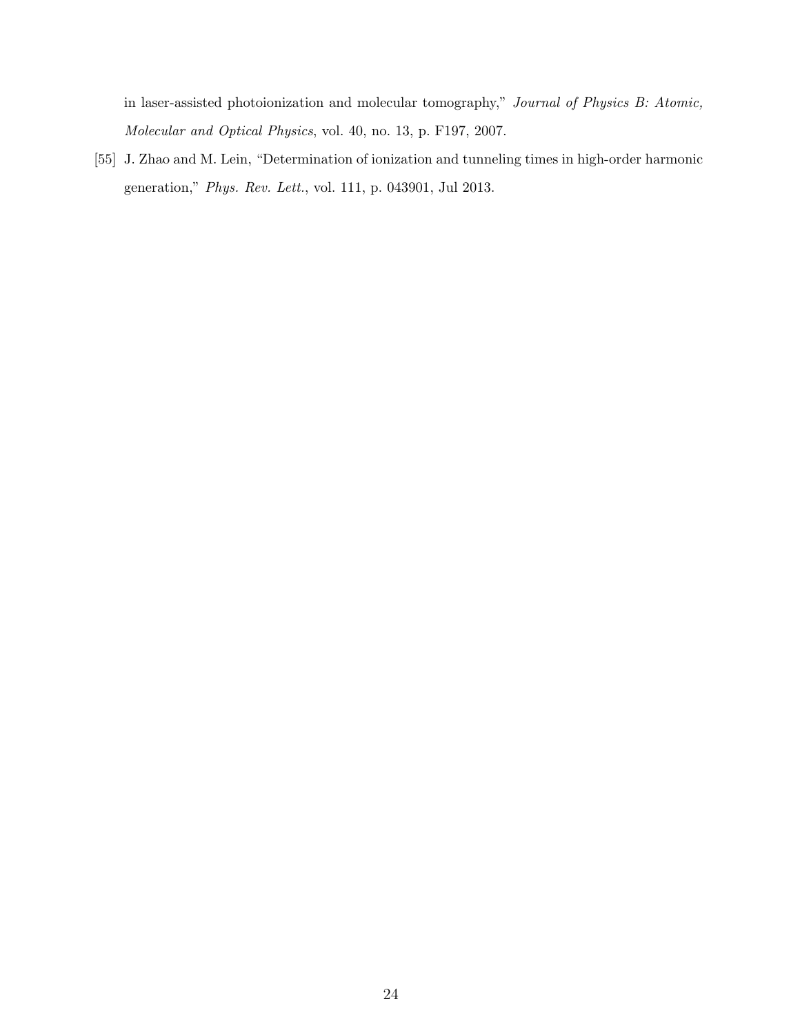in laser-assisted photoionization and molecular tomography," *Journal of Physics B: Atomic, Molecular and Optical Physics*, vol. 40, no. 13, p. F197, 2007.

[55] J. Zhao and M. Lein, "Determination of ionization and tunneling times in high-order harmonic generation," *Phys. Rev. Lett.*, vol. 111, p. 043901, Jul 2013.